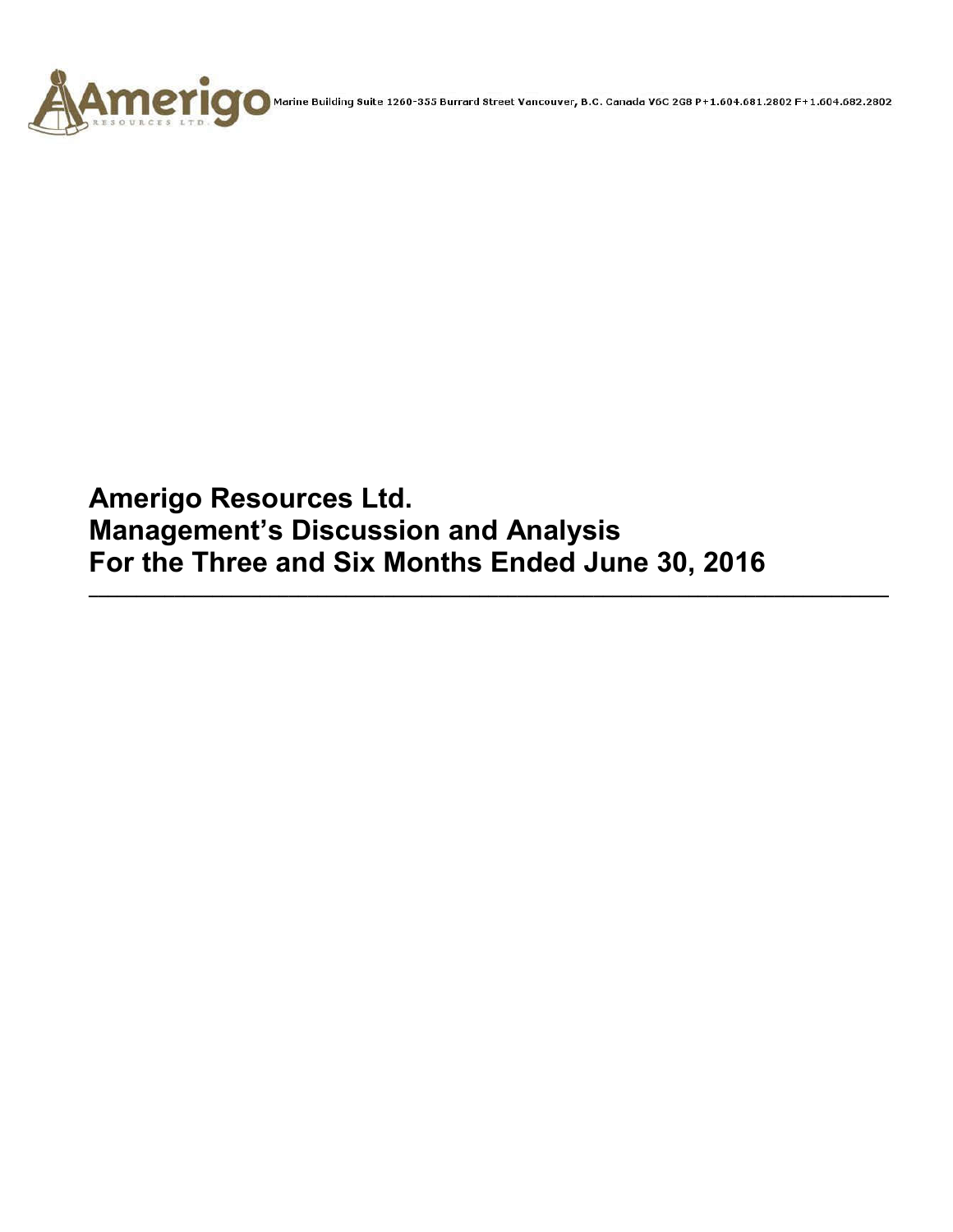Amerigo
RESOURCES LTD.

Marine Building Suite 1260-355 Burrard Street Vancouver, B.C. Canada V6C 2G8 P+1.604.681.2802 F+1.604.682.2802

# Amerigo Resources Ltd.
# Management's Discussion and Analysis
# For the Three and Six Months Ended June 30, 2016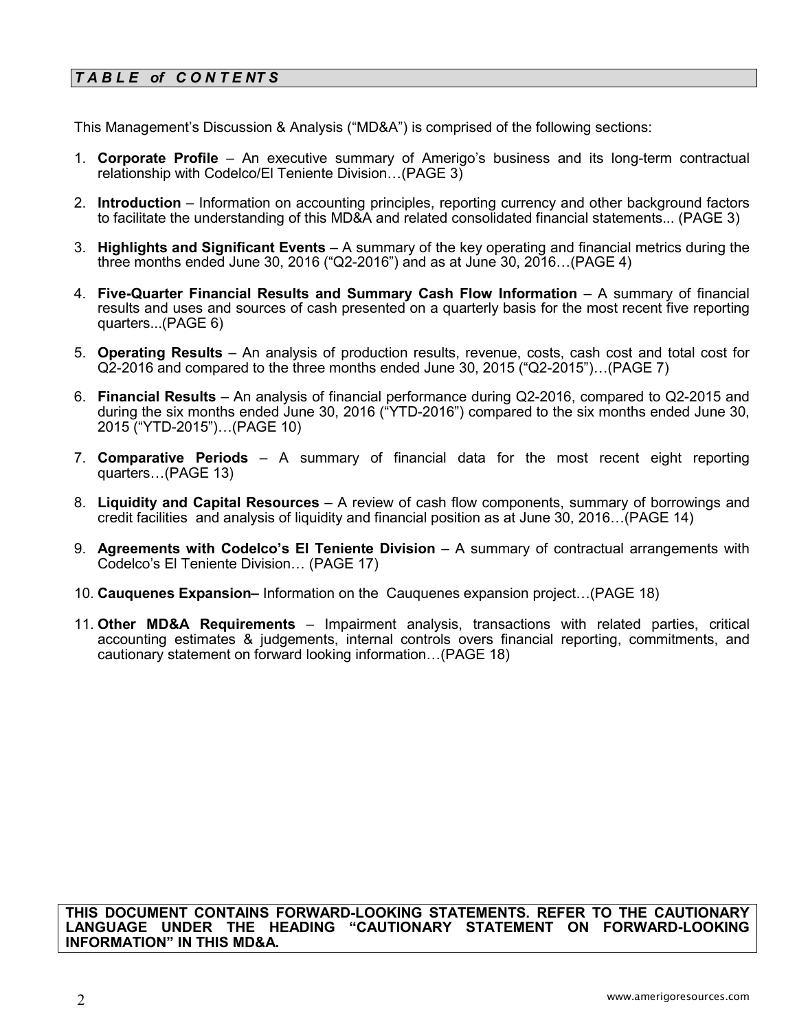## *T A B L E of C O N T E NT S*

This Management's Discussion & Analysis ("MD&A") is comprised of the following sections:

1. **Corporate Profile** – An executive summary of Amerigo's business and its long-term contractual relationship with Codelco/El Teniente Division…(PAGE 3)
2. **Introduction** – Information on accounting principles, reporting currency and other background factors to facilitate the understanding of this MD&A and related consolidated financial statements... (PAGE 3)
3. **Highlights and Significant Events** – A summary of the key operating and financial metrics during the three months ended June 30, 2016 ("Q2-2016") and as at June 30, 2016…(PAGE 4)
4. **Five-Quarter Financial Results and Summary Cash Flow Information** – A summary of financial results and uses and sources of cash presented on a quarterly basis for the most recent five reporting quarters...(PAGE 6)
5. **Operating Results** – An analysis of production results, revenue, costs, cash cost and total cost for Q2-2016 and compared to the three months ended June 30, 2015 ("Q2-2015")…(PAGE 7)
6. **Financial Results** – An analysis of financial performance during Q2-2016, compared to Q2-2015 and during the six months ended June 30, 2016 ("YTD-2016") compared to the six months ended June 30, 2015 ("YTD-2015")…(PAGE 10)
7. **Comparative Periods** – A summary of financial data for the most recent eight reporting quarters…(PAGE 13)
8. **Liquidity and Capital Resources** – A review of cash flow components, summary of borrowings and credit facilities and analysis of liquidity and financial position as at June 30, 2016…(PAGE 14)
9. **Agreements with Codelco's El Teniente Division** – A summary of contractual arrangements with Codelco's El Teniente Division… (PAGE 17)
10. **Cauquenes Expansion–** Information on the Cauquenes expansion project…(PAGE 18)
11. **Other MD&A Requirements** – Impairment analysis, transactions with related parties, critical accounting estimates & judgements, internal controls overs financial reporting, commitments, and cautionary statement on forward looking information…(PAGE 18)

**THIS DOCUMENT CONTAINS FORWARD-LOOKING STATEMENTS. REFER TO THE CAUTIONARY LANGUAGE UNDER THE HEADING "CAUTIONARY STATEMENT ON FORWARD-LOOKING INFORMATION" IN THIS MD&A.**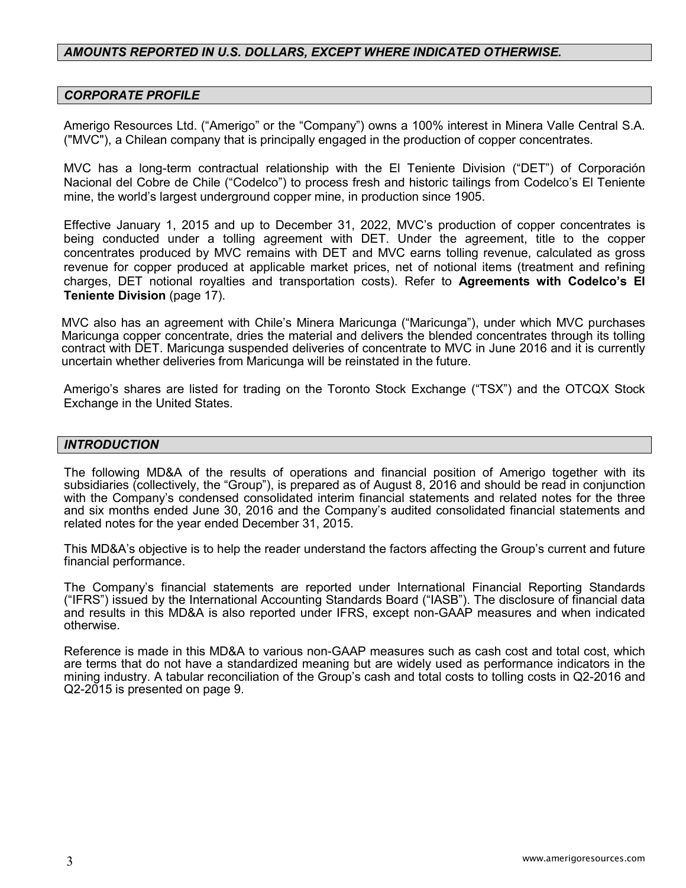## *AMOUNTS REPORTED IN U.S. DOLLARS, EXCEPT WHERE INDICATED OTHERWISE.*

## *CORPORATE PROFILE*

Amerigo Resources Ltd. ("Amerigo" or the "Company") owns a 100% interest in Minera Valle Central S.A. ("MVC"), a Chilean company that is principally engaged in the production of copper concentrates.

MVC has a long-term contractual relationship with the El Teniente Division ("DET") of Corporación Nacional del Cobre de Chile ("Codelco") to process fresh and historic tailings from Codelco's El Teniente mine, the world's largest underground copper mine, in production since 1905.

Effective January 1, 2015 and up to December 31, 2022, MVC's production of copper concentrates is being conducted under a tolling agreement with DET. Under the agreement, title to the copper concentrates produced by MVC remains with DET and MVC earns tolling revenue, calculated as gross revenue for copper produced at applicable market prices, net of notional items (treatment and refining charges, DET notional royalties and transportation costs). Refer to **Agreements with Codelco's El Teniente Division** (page 17).

MVC also has an agreement with Chile's Minera Maricunga ("Maricunga"), under which MVC purchases Maricunga copper concentrate, dries the material and delivers the blended concentrates through its tolling contract with DET. Maricunga suspended deliveries of concentrate to MVC in June 2016 and it is currently uncertain whether deliveries from Maricunga will be reinstated in the future.

Amerigo's shares are listed for trading on the Toronto Stock Exchange ("TSX") and the OTCQX Stock Exchange in the United States.

## *INTRODUCTION*

The following MD&A of the results of operations and financial position of Amerigo together with its subsidiaries (collectively, the "Group"), is prepared as of August 8, 2016 and should be read in conjunction with the Company's condensed consolidated interim financial statements and related notes for the three and six months ended June 30, 2016 and the Company's audited consolidated financial statements and related notes for the year ended December 31, 2015.

This MD&A's objective is to help the reader understand the factors affecting the Group's current and future financial performance.

The Company's financial statements are reported under International Financial Reporting Standards ("IFRS") issued by the International Accounting Standards Board ("IASB"). The disclosure of financial data and results in this MD&A is also reported under IFRS, except non-GAAP measures and when indicated otherwise.

Reference is made in this MD&A to various non-GAAP measures such as cash cost and total cost, which are terms that do not have a standardized meaning but are widely used as performance indicators in the mining industry. A tabular reconciliation of the Group's cash and total costs to tolling costs in Q2-2016 and Q2-2015 is presented on page 9.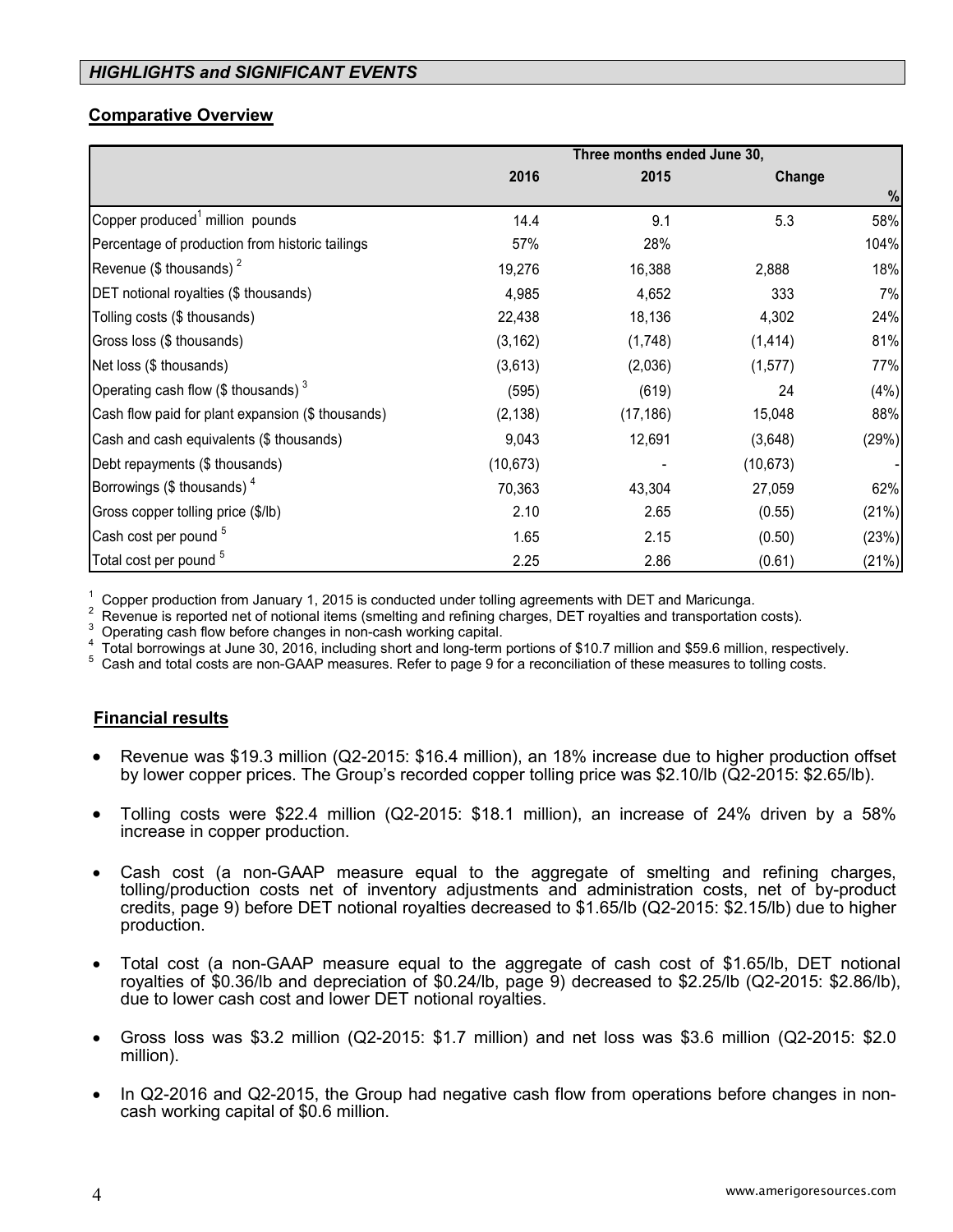## HIGHLIGHTS and SIGNIFICANT EVENTS

### Comparative Overview

| | Three months ended June 30, | | | |
|---|---|---|---|---|
| | 2016 | 2015 | Change | % |
| Copper produced[1] million pounds | 14.4 | 9.1 | 5.3 | 58% |
| Percentage of production from historic tailings | 57% | 28% | | 104% |
| Revenue ($ thousands) [2] | 19,276 | 16,388 | 2,888 | 18% |
| DET notional royalties ($ thousands) | 4,985 | 4,652 | 333 | 7% |
| Tolling costs ($ thousands) | 22,438 | 18,136 | 4,302 | 24% |
| Gross loss ($ thousands) | (3,162) | (1,748) | (1,414) | 81% |
| Net loss ($ thousands) | (3,613) | (2,036) | (1,577) | 77% |
| Operating cash flow ($ thousands) [3] | (595) | (619) | 24 | (4%) |
| Cash flow paid for plant expansion ($ thousands) | (2,138) | (17,186) | 15,048 | 88% |
| Cash and cash equivalents ($ thousands) | 9,043 | 12,691 | (3,648) | (29%) |
| Debt repayments ($ thousands) | (10,673) | - | (10,673) | - |
| Borrowings ($ thousands) [4] | 70,363 | 43,304 | 27,059 | 62% |
| Gross copper tolling price ($/lb) | 2.10 | 2.65 | (0.55) | (21%) |
| Cash cost per pound [5] | 1.65 | 2.15 | (0.50) | (23%) |
| Total cost per pound [5] | 2.25 | 2.86 | (0.61) | (21%) |

[1] Copper production from January 1, 2015 is conducted under tolling agreements with DET and Maricunga.
[2] Revenue is reported net of notional items (smelting and refining charges, DET royalties and transportation costs).
[3] Operating cash flow before changes in non-cash working capital.
[4] Total borrowings at June 30, 2016, including short and long-term portions of $10.7 million and $59.6 million, respectively.
[5] Cash and total costs are non-GAAP measures. Refer to page 9 for a reconciliation of these measures to tolling costs.

### Financial results

- Revenue was $19.3 million (Q2-2015: $16.4 million), an 18% increase due to higher production offset by lower copper prices. The Group's recorded copper tolling price was $2.10/lb (Q2-2015: $2.65/lb).
- Tolling costs were $22.4 million (Q2-2015: $18.1 million), an increase of 24% driven by a 58% increase in copper production.
- Cash cost (a non-GAAP measure equal to the aggregate of smelting and refining charges, tolling/production costs net of inventory adjustments and administration costs, net of by-product credits, page 9) before DET notional royalties decreased to $1.65/lb (Q2-2015: $2.15/lb) due to higher production.
- Total cost (a non-GAAP measure equal to the aggregate of cash cost of $1.65/lb, DET notional royalties of $0.36/lb and depreciation of $0.24/lb, page 9) decreased to $2.25/lb (Q2-2015: $2.86/lb), due to lower cash cost and lower DET notional royalties.
- Gross loss was $3.2 million (Q2-2015: $1.7 million) and net loss was $3.6 million (Q2-2015: $2.0 million).
- In Q2-2016 and Q2-2015, the Group had negative cash flow from operations before changes in non-cash working capital of $0.6 million.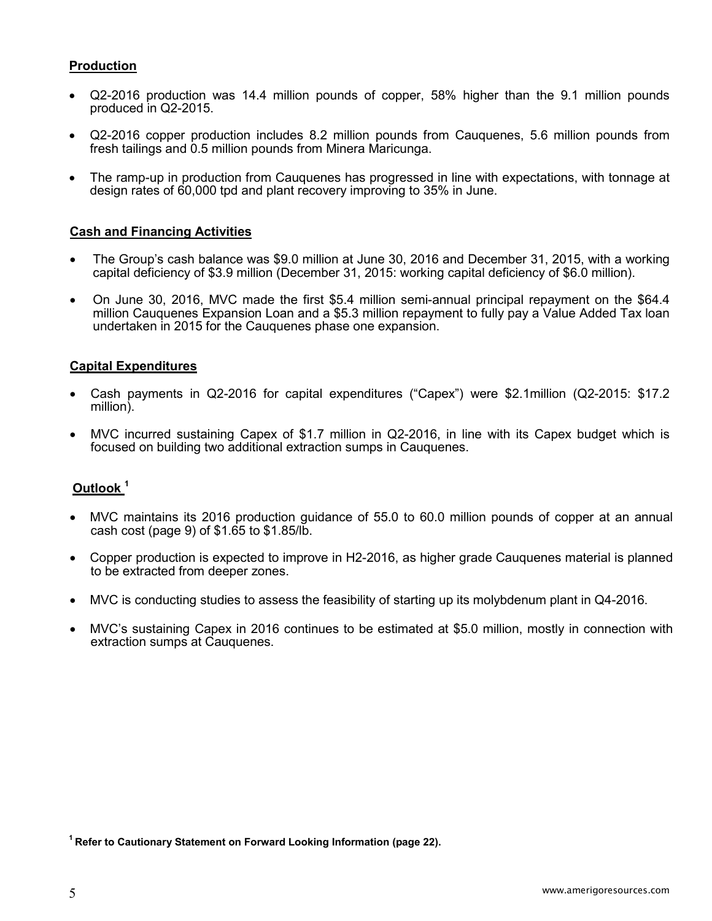## Production

- Q2-2016 production was 14.4 million pounds of copper, 58% higher than the 9.1 million pounds produced in Q2-2015.
- Q2-2016 copper production includes 8.2 million pounds from Cauquenes, 5.6 million pounds from fresh tailings and 0.5 million pounds from Minera Maricunga.
- The ramp-up in production from Cauquenes has progressed in line with expectations, with tonnage at design rates of 60,000 tpd and plant recovery improving to 35% in June.

## Cash and Financing Activities

- The Group's cash balance was $9.0 million at June 30, 2016 and December 31, 2015, with a working capital deficiency of $3.9 million (December 31, 2015: working capital deficiency of $6.0 million).
- On June 30, 2016, MVC made the first $5.4 million semi-annual principal repayment on the $64.4 million Cauquenes Expansion Loan and a $5.3 million repayment to fully pay a Value Added Tax loan undertaken in 2015 for the Cauquenes phase one expansion.

## Capital Expenditures

- Cash payments in Q2-2016 for capital expenditures ("Capex") were $2.1million (Q2-2015: $17.2 million).
- MVC incurred sustaining Capex of $1.7 million in Q2-2016, in line with its Capex budget which is focused on building two additional extraction sumps in Cauquenes.

## Outlook [1]

- MVC maintains its 2016 production guidance of 55.0 to 60.0 million pounds of copper at an annual cash cost (page 9) of $1.65 to $1.85/lb.
- Copper production is expected to improve in H2-2016, as higher grade Cauquenes material is planned to be extracted from deeper zones.
- MVC is conducting studies to assess the feasibility of starting up its molybdenum plant in Q4-2016.
- MVC's sustaining Capex in 2016 continues to be estimated at $5.0 million, mostly in connection with extraction sumps at Cauquenes.

**[1] Refer to Cautionary Statement on Forward Looking Information (page 22).**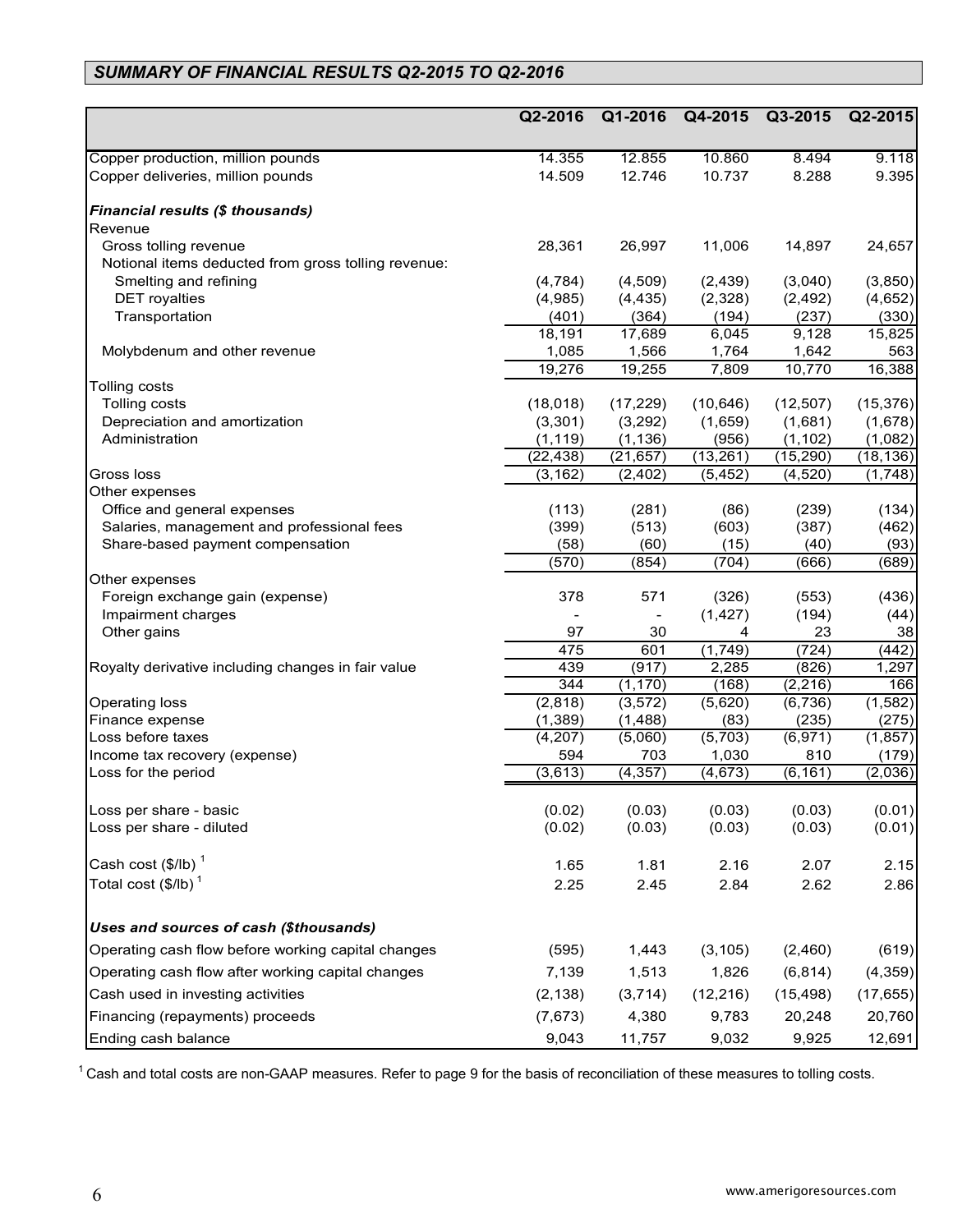## *SUMMARY OF FINANCIAL RESULTS Q2-2015 TO Q2-2016*

| | Q2-2016 | Q1-2016 | Q4-2015 | Q3-2015 | Q2-2015 |
|---|---|---|---|---|---|
| Copper production, million pounds | 14.355 | 12.855 | 10.860 | 8.494 | 9.118 |
| Copper deliveries, million pounds | 14.509 | 12.746 | 10.737 | 8.288 | 9.395 |
| ***Financial results ($ thousands)*** | | | | | |
| Revenue | | | | | |
| Gross tolling revenue | 28,361 | 26,997 | 11,006 | 14,897 | 24,657 |
| Notional items deducted from gross tolling revenue: | | | | | |
| Smelting and refining | (4,784) | (4,509) | (2,439) | (3,040) | (3,850) |
| DET royalties | (4,985) | (4,435) | (2,328) | (2,492) | (4,652) |
| Transportation | (401) | (364) | (194) | (237) | (330) |
| | 18,191 | 17,689 | 6,045 | 9,128 | 15,825 |
| Molybdenum and other revenue | 1,085 | 1,566 | 1,764 | 1,642 | 563 |
| | 19,276 | 19,255 | 7,809 | 10,770 | 16,388 |
| Tolling costs | | | | | |
| Tolling costs | (18,018) | (17,229) | (10,646) | (12,507) | (15,376) |
| Depreciation and amortization | (3,301) | (3,292) | (1,659) | (1,681) | (1,678) |
| Administration | (1,119) | (1,136) | (956) | (1,102) | (1,082) |
| | (22,438) | (21,657) | (13,261) | (15,290) | (18,136) |
| Gross loss | (3,162) | (2,402) | (5,452) | (4,520) | (1,748) |
| Other expenses | | | | | |
| Office and general expenses | (113) | (281) | (86) | (239) | (134) |
| Salaries, management and professional fees | (399) | (513) | (603) | (387) | (462) |
| Share-based payment compensation | (58) | (60) | (15) | (40) | (93) |
| | (570) | (854) | (704) | (666) | (689) |
| Other expenses | | | | | |
| Foreign exchange gain (expense) | 378 | 571 | (326) | (553) | (436) |
| Impairment charges | - | - | (1,427) | (194) | (44) |
| Other gains | 97 | 30 | 4 | 23 | 38 |
| | 475 | 601 | (1,749) | (724) | (442) |
| Royalty derivative including changes in fair value | 439 | (917) | 2,285 | (826) | 1,297 |
| | 344 | (1,170) | (168) | (2,216) | 166 |
| Operating loss | (2,818) | (3,572) | (5,620) | (6,736) | (1,582) |
| Finance expense | (1,389) | (1,488) | (83) | (235) | (275) |
| Loss before taxes | (4,207) | (5,060) | (5,703) | (6,971) | (1,857) |
| Income tax recovery (expense) | 594 | 703 | 1,030 | 810 | (179) |
| Loss for the period | (3,613) | (4,357) | (4,673) | (6,161) | (2,036) |
| Loss per share - basic | (0.02) | (0.03) | (0.03) | (0.03) | (0.01) |
| Loss per share - diluted | (0.02) | (0.03) | (0.03) | (0.03) | (0.01) |
| Cash cost ($/lb) [1] | 1.65 | 1.81 | 2.16 | 2.07 | 2.15 |
| Total cost ($/lb) [1] | 2.25 | 2.45 | 2.84 | 2.62 | 2.86 |
| ***Uses and sources of cash ($thousands)*** | | | | | |
| Operating cash flow before working capital changes | (595) | 1,443 | (3,105) | (2,460) | (619) |
| Operating cash flow after working capital changes | 7,139 | 1,513 | 1,826 | (6,814) | (4,359) |
| Cash used in investing activities | (2,138) | (3,714) | (12,216) | (15,498) | (17,655) |
| Financing (repayments) proceeds | (7,673) | 4,380 | 9,783 | 20,248 | 20,760 |
| Ending cash balance | 9,043 | 11,757 | 9,032 | 9,925 | 12,691 |

[1] Cash and total costs are non-GAAP measures. Refer to page 9 for the basis of reconciliation of these measures to tolling costs.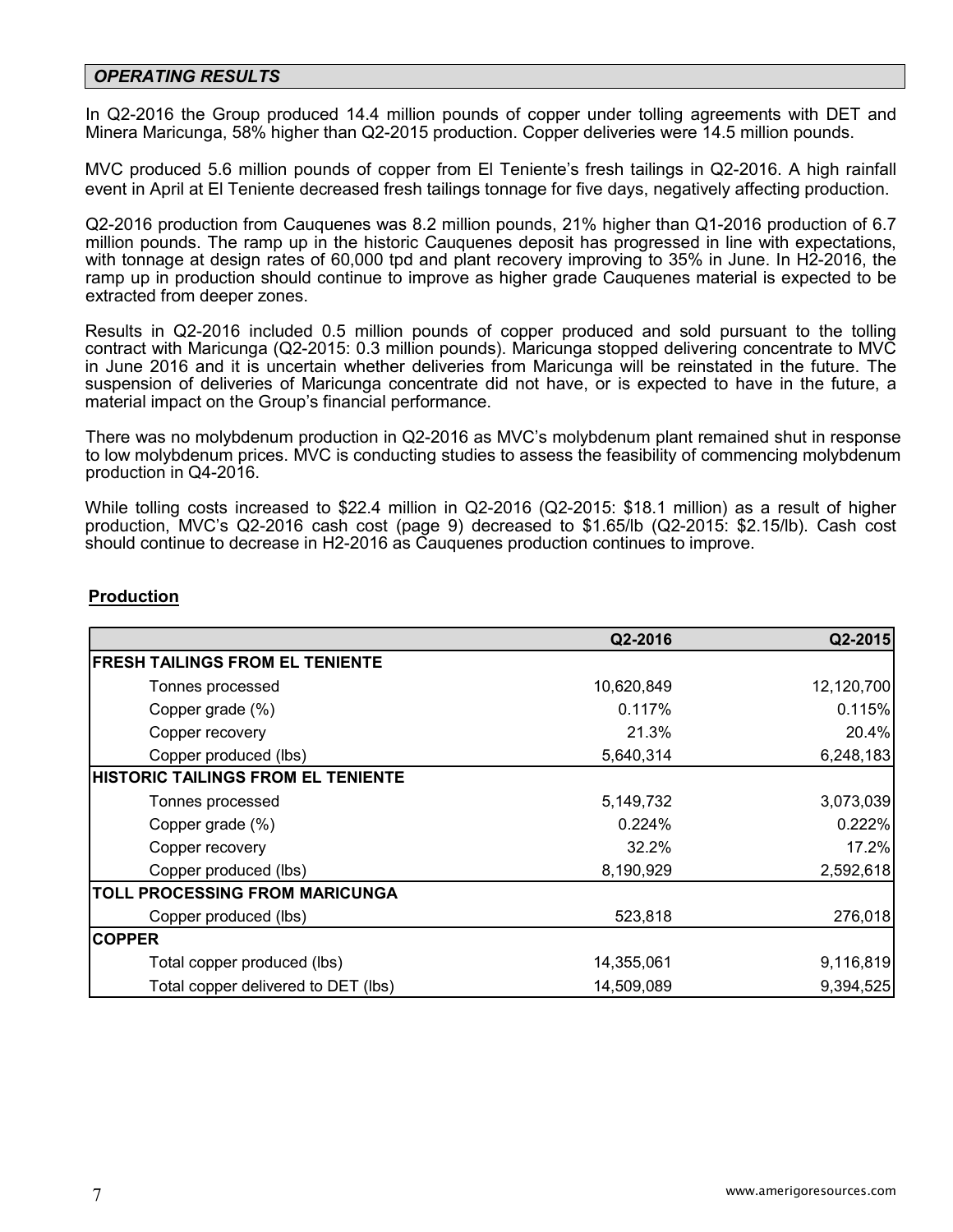## *OPERATING RESULTS*

In Q2-2016 the Group produced 14.4 million pounds of copper under tolling agreements with DET and Minera Maricunga, 58% higher than Q2-2015 production. Copper deliveries were 14.5 million pounds.

MVC produced 5.6 million pounds of copper from El Teniente's fresh tailings in Q2-2016. A high rainfall event in April at El Teniente decreased fresh tailings tonnage for five days, negatively affecting production.

Q2-2016 production from Cauquenes was 8.2 million pounds, 21% higher than Q1-2016 production of 6.7 million pounds. The ramp up in the historic Cauquenes deposit has progressed in line with expectations, with tonnage at design rates of 60,000 tpd and plant recovery improving to 35% in June. In H2-2016, the ramp up in production should continue to improve as higher grade Cauquenes material is expected to be extracted from deeper zones.

Results in Q2-2016 included 0.5 million pounds of copper produced and sold pursuant to the tolling contract with Maricunga (Q2-2015: 0.3 million pounds). Maricunga stopped delivering concentrate to MVC in June 2016 and it is uncertain whether deliveries from Maricunga will be reinstated in the future. The suspension of deliveries of Maricunga concentrate did not have, or is expected to have in the future, a material impact on the Group's financial performance.

There was no molybdenum production in Q2-2016 as MVC's molybdenum plant remained shut in response to low molybdenum prices. MVC is conducting studies to assess the feasibility of commencing molybdenum production in Q4-2016.

While tolling costs increased to $22.4 million in Q2-2016 (Q2-2015: $18.1 million) as a result of higher production, MVC's Q2-2016 cash cost (page 9) decreased to $1.65/lb (Q2-2015: $2.15/lb). Cash cost should continue to decrease in H2-2016 as Cauquenes production continues to improve.

### Production

| | Q2-2016 | Q2-2015 |
|---|---|---|
| **FRESH TAILINGS FROM EL TENIENTE** | | |
| Tonnes processed | 10,620,849 | 12,120,700 |
| Copper grade (%) | 0.117% | 0.115% |
| Copper recovery | 21.3% | 20.4% |
| Copper produced (lbs) | 5,640,314 | 6,248,183 |
| **HISTORIC TAILINGS FROM EL TENIENTE** | | |
| Tonnes processed | 5,149,732 | 3,073,039 |
| Copper grade (%) | 0.224% | 0.222% |
| Copper recovery | 32.2% | 17.2% |
| Copper produced (lbs) | 8,190,929 | 2,592,618 |
| **TOLL PROCESSING FROM MARICUNGA** | | |
| Copper produced (lbs) | 523,818 | 276,018 |
| **COPPER** | | |
| Total copper produced (lbs) | 14,355,061 | 9,116,819 |
| Total copper delivered to DET (lbs) | 14,509,089 | 9,394,525 |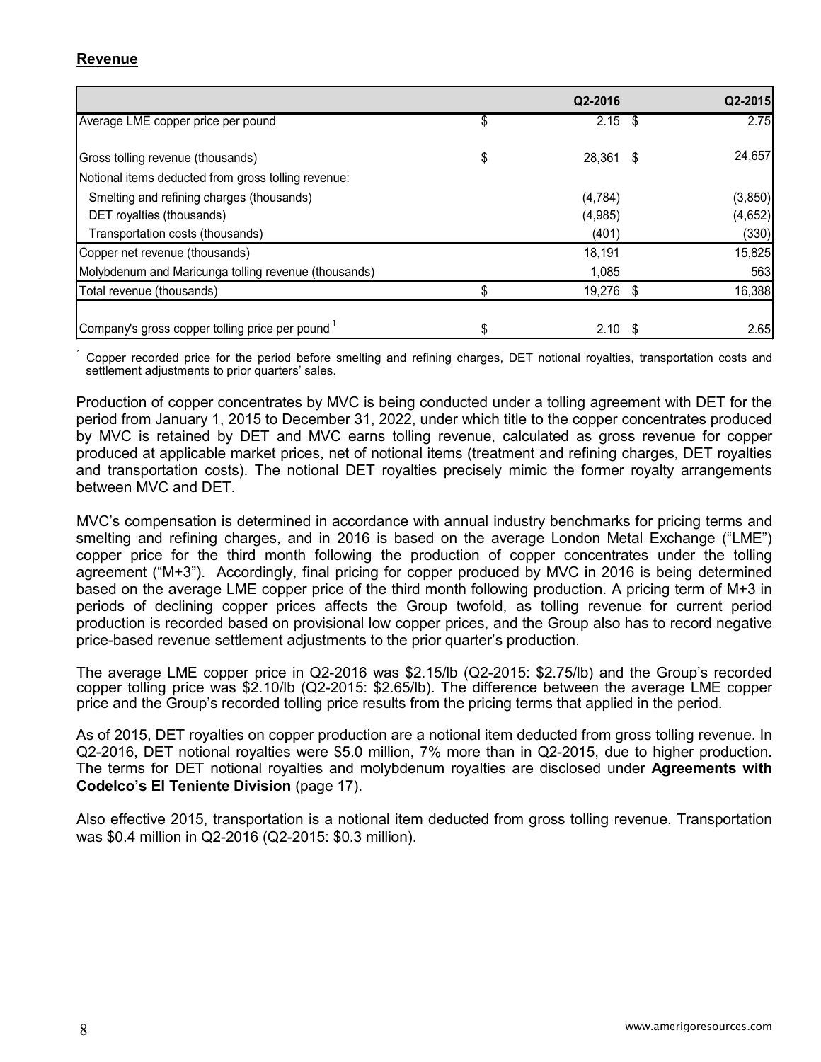## Revenue

| | Q2-2016 | Q2-2015 |
|---|---|---|
| Average LME copper price per pound | $ 2.15 | $ 2.75 |
| Gross tolling revenue (thousands) | $ 28,361 | $ 24,657 |
| Notional items deducted from gross tolling revenue: | | |
| Smelting and refining charges (thousands) | (4,784) | (3,850) |
| DET royalties (thousands) | (4,985) | (4,652) |
| Transportation costs (thousands) | (401) | (330) |
| Copper net revenue (thousands) | 18,191 | 15,825 |
| Molybdenum and Maricunga tolling revenue (thousands) | 1,085 | 563 |
| Total revenue (thousands) | $ 19,276 | $ 16,388 |
| Company's gross copper tolling price per pound [1] | $ 2.10 | $ 2.65 |

[1] Copper recorded price for the period before smelting and refining charges, DET notional royalties, transportation costs and settlement adjustments to prior quarters' sales.

Production of copper concentrates by MVC is being conducted under a tolling agreement with DET for the period from January 1, 2015 to December 31, 2022, under which title to the copper concentrates produced by MVC is retained by DET and MVC earns tolling revenue, calculated as gross revenue for copper produced at applicable market prices, net of notional items (treatment and refining charges, DET royalties and transportation costs). The notional DET royalties precisely mimic the former royalty arrangements between MVC and DET.

MVC's compensation is determined in accordance with annual industry benchmarks for pricing terms and smelting and refining charges, and in 2016 is based on the average London Metal Exchange ("LME") copper price for the third month following the production of copper concentrates under the tolling agreement ("M+3"). Accordingly, final pricing for copper produced by MVC in 2016 is being determined based on the average LME copper price of the third month following production. A pricing term of M+3 in periods of declining copper prices affects the Group twofold, as tolling revenue for current period production is recorded based on provisional low copper prices, and the Group also has to record negative price-based revenue settlement adjustments to the prior quarter's production.

The average LME copper price in Q2-2016 was $2.15/lb (Q2-2015: $2.75/lb) and the Group's recorded copper tolling price was $2.10/lb (Q2-2015: $2.65/lb). The difference between the average LME copper price and the Group's recorded tolling price results from the pricing terms that applied in the period.

As of 2015, DET royalties on copper production are a notional item deducted from gross tolling revenue. In Q2-2016, DET notional royalties were $5.0 million, 7% more than in Q2-2015, due to higher production. The terms for DET notional royalties and molybdenum royalties are disclosed under **Agreements with Codelco's El Teniente Division** (page 17).

Also effective 2015, transportation is a notional item deducted from gross tolling revenue. Transportation was $0.4 million in Q2-2016 (Q2-2015: $0.3 million).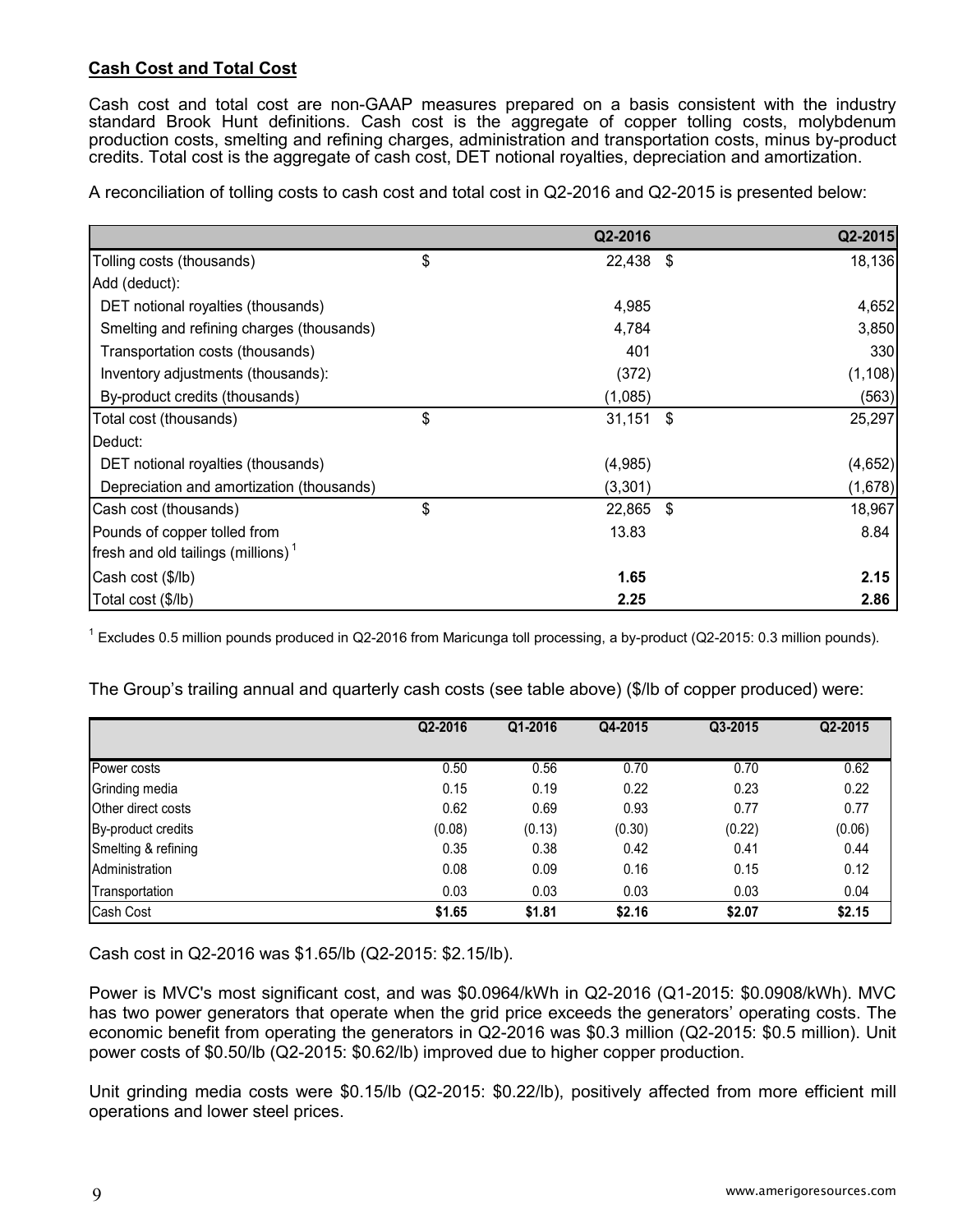**Cash Cost and Total Cost**

Cash cost and total cost are non-GAAP measures prepared on a basis consistent with the industry standard Brook Hunt definitions. Cash cost is the aggregate of copper tolling costs, molybdenum production costs, smelting and refining charges, administration and transportation costs, minus by-product credits. Total cost is the aggregate of cash cost, DET notional royalties, depreciation and amortization.

A reconciliation of tolling costs to cash cost and total cost in Q2-2016 and Q2-2015 is presented below:

| | | Q2-2016 | | Q2-2015 |
|---|---|---|---|---|
| Tolling costs (thousands) | $ | 22,438 | $ | 18,136 |
| Add (deduct): | | | | |
| DET notional royalties (thousands) | | 4,985 | | 4,652 |
| Smelting and refining charges (thousands) | | 4,784 | | 3,850 |
| Transportation costs (thousands) | | 401 | | 330 |
| Inventory adjustments (thousands): | | (372) | | (1,108) |
| By-product credits (thousands) | | (1,085) | | (563) |
| Total cost (thousands) | $ | 31,151 | $ | 25,297 |
| Deduct: | | | | |
| DET notional royalties (thousands) | | (4,985) | | (4,652) |
| Depreciation and amortization (thousands) | | (3,301) | | (1,678) |
| Cash cost (thousands) | $ | 22,865 | $ | 18,967 |
| Pounds of copper tolled from fresh and old tailings (millions) [1] | | 13.83 | | 8.84 |
| Cash cost ($/lb) | | **1.65** | | **2.15** |
| Total cost ($/lb) | | **2.25** | | **2.86** |

[1] Excludes 0.5 million pounds produced in Q2-2016 from Maricunga toll processing, a by-product (Q2-2015: 0.3 million pounds).

The Group's trailing annual and quarterly cash costs (see table above) ($/lb of copper produced) were:

| | Q2-2016 | Q1-2016 | Q4-2015 | Q3-2015 | Q2-2015 |
|---|---|---|---|---|---|
| Power costs | 0.50 | 0.56 | 0.70 | 0.70 | 0.62 |
| Grinding media | 0.15 | 0.19 | 0.22 | 0.23 | 0.22 |
| Other direct costs | 0.62 | 0.69 | 0.93 | 0.77 | 0.77 |
| By-product credits | (0.08) | (0.13) | (0.30) | (0.22) | (0.06) |
| Smelting & refining | 0.35 | 0.38 | 0.42 | 0.41 | 0.44 |
| Administration | 0.08 | 0.09 | 0.16 | 0.15 | 0.12 |
| Transportation | 0.03 | 0.03 | 0.03 | 0.03 | 0.04 |
| Cash Cost | **$1.65** | **$1.81** | **$2.16** | **$2.07** | **$2.15** |

Cash cost in Q2-2016 was $1.65/lb (Q2-2015: $2.15/lb).

Power is MVC's most significant cost, and was $0.0964/kWh in Q2-2016 (Q1-2015: $0.0908/kWh). MVC has two power generators that operate when the grid price exceeds the generators' operating costs. The economic benefit from operating the generators in Q2-2016 was $0.3 million (Q2-2015: $0.5 million). Unit power costs of $0.50/lb (Q2-2015: $0.62/lb) improved due to higher copper production.

Unit grinding media costs were $0.15/lb (Q2-2015: $0.22/lb), positively affected from more efficient mill operations and lower steel prices.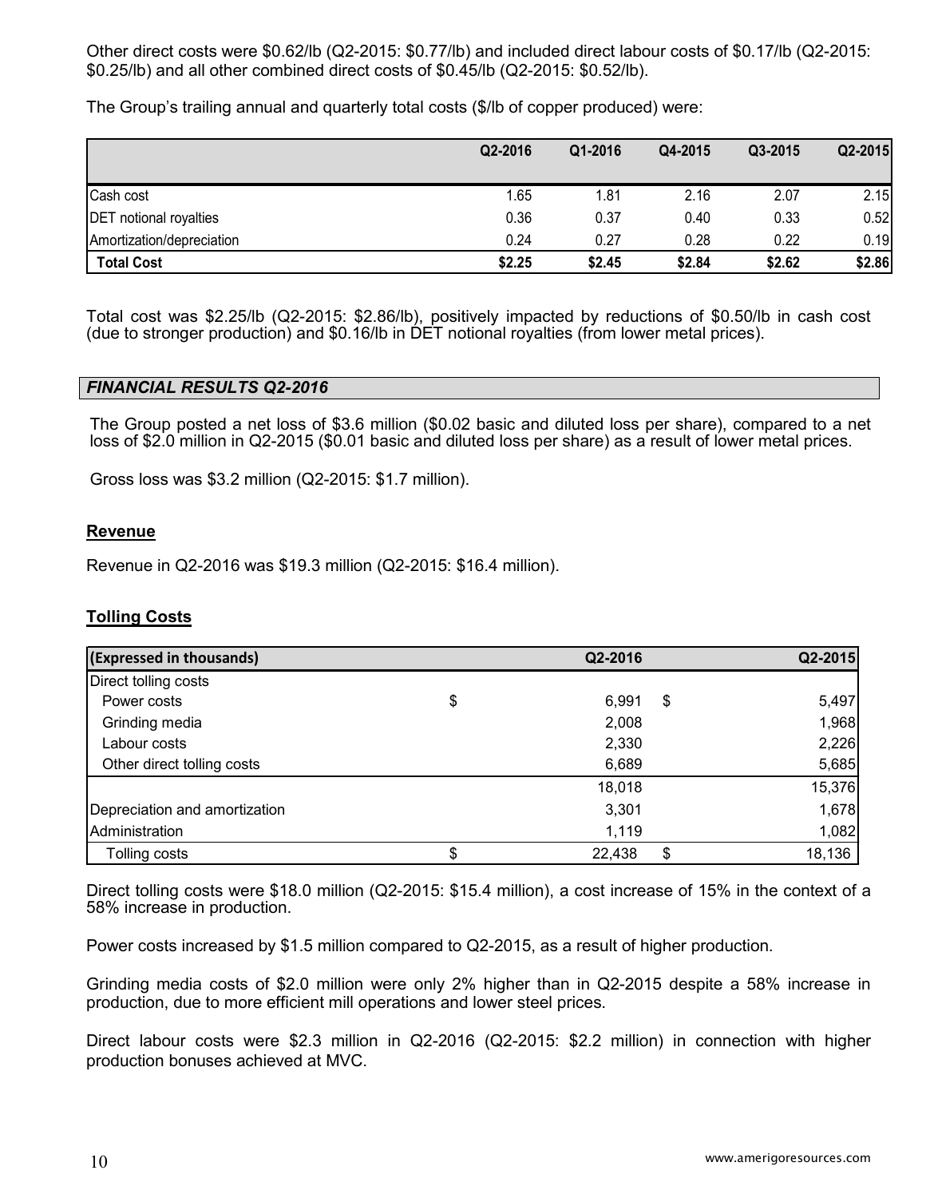Other direct costs were $0.62/lb (Q2-2015: $0.77/lb) and included direct labour costs of $0.17/lb (Q2-2015: $0.25/lb) and all other combined direct costs of $0.45/lb (Q2-2015: $0.52/lb).

The Group's trailing annual and quarterly total costs ($/lb of copper produced) were:

| | Q2-2016 | Q1-2016 | Q4-2015 | Q3-2015 | Q2-2015 |
|---|---|---|---|---|---|
| Cash cost | 1.65 | 1.81 | 2.16 | 2.07 | 2.15 |
| DET notional royalties | 0.36 | 0.37 | 0.40 | 0.33 | 0.52 |
| Amortization/depreciation | 0.24 | 0.27 | 0.28 | 0.22 | 0.19 |
| **Total Cost** | **$2.25** | **$2.45** | **$2.84** | **$2.62** | **$2.86** |

Total cost was $2.25/lb (Q2-2015: $2.86/lb), positively impacted by reductions of $0.50/lb in cash cost (due to stronger production) and $0.16/lb in DET notional royalties (from lower metal prices).

## *FINANCIAL RESULTS Q2-2016*

The Group posted a net loss of $3.6 million ($0.02 basic and diluted loss per share), compared to a net loss of $2.0 million in Q2-2015 ($0.01 basic and diluted loss per share) as a result of lower metal prices.

Gross loss was $3.2 million (Q2-2015: $1.7 million).

### Revenue

Revenue in Q2-2016 was $19.3 million (Q2-2015: $16.4 million).

### Tolling Costs

| (Expressed in thousands) | Q2-2016 | Q2-2015 |
|---|---|---|
| Direct tolling costs | | |
| Power costs | $ 6,991 | $ 5,497 |
| Grinding media | 2,008 | 1,968 |
| Labour costs | 2,330 | 2,226 |
| Other direct tolling costs | 6,689 | 5,685 |
| | 18,018 | 15,376 |
| Depreciation and amortization | 3,301 | 1,678 |
| Administration | 1,119 | 1,082 |
| Tolling costs | $ 22,438 | $ 18,136 |

Direct tolling costs were $18.0 million (Q2-2015: $15.4 million), a cost increase of 15% in the context of a 58% increase in production.

Power costs increased by $1.5 million compared to Q2-2015, as a result of higher production.

Grinding media costs of $2.0 million were only 2% higher than in Q2-2015 despite a 58% increase in production, due to more efficient mill operations and lower steel prices.

Direct labour costs were $2.3 million in Q2-2016 (Q2-2015: $2.2 million) in connection with higher production bonuses achieved at MVC.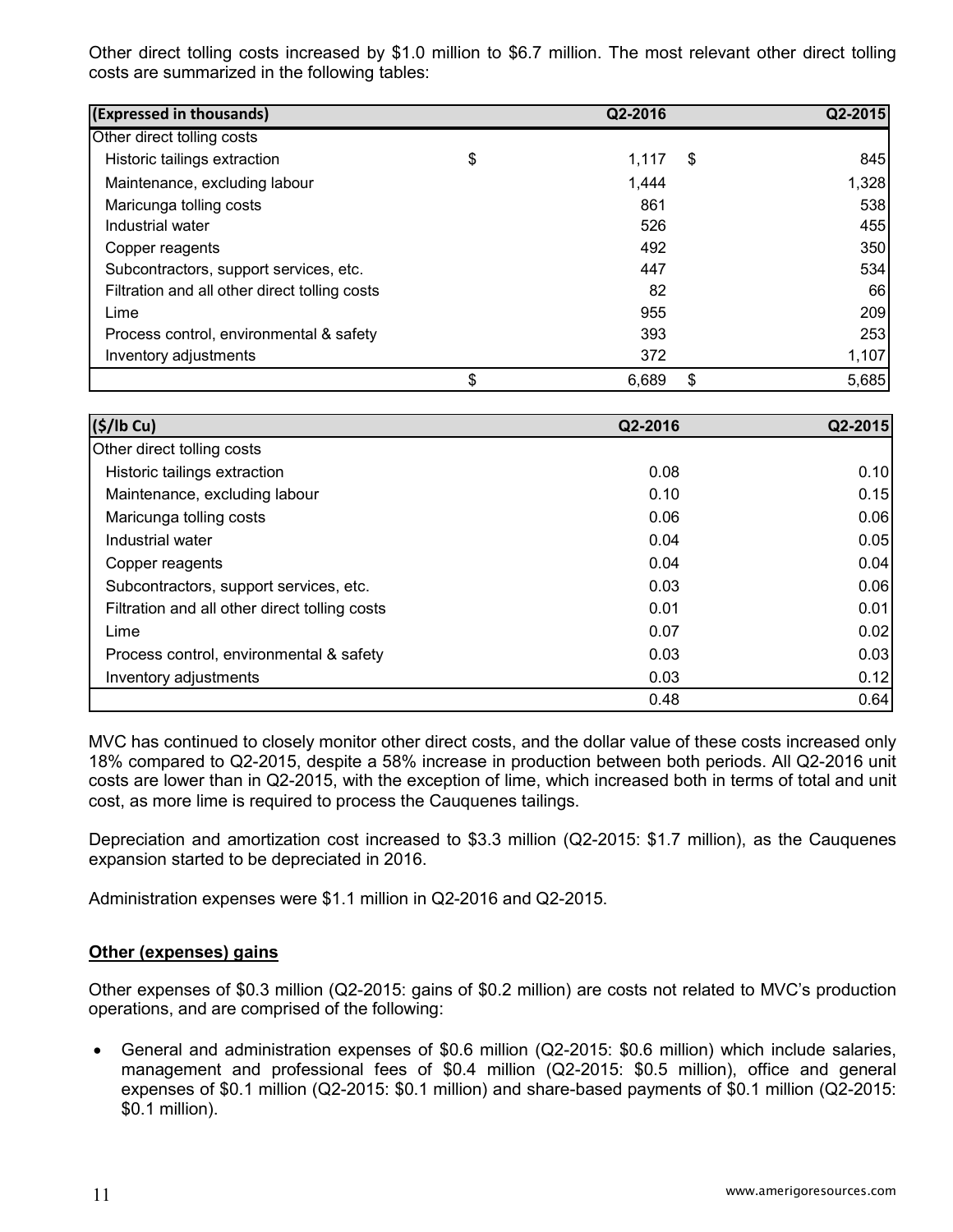Other direct tolling costs increased by $1.0 million to $6.7 million. The most relevant other direct tolling costs are summarized in the following tables:

| (Expressed in thousands) | | Q2-2016 | | Q2-2015 |
|---|---|---|---|---|
| Other direct tolling costs | | | | |
| Historic tailings extraction | $ | 1,117 | $ | 845 |
| Maintenance, excluding labour | | 1,444 | | 1,328 |
| Maricunga tolling costs | | 861 | | 538 |
| Industrial water | | 526 | | 455 |
| Copper reagents | | 492 | | 350 |
| Subcontractors, support services, etc. | | 447 | | 534 |
| Filtration and all other direct tolling costs | | 82 | | 66 |
| Lime | | 955 | | 209 |
| Process control, environmental & safety | | 393 | | 253 |
| Inventory adjustments | | 372 | | 1,107 |
| | $ | 6,689 | $ | 5,685 |

| ($/lb Cu) | Q2-2016 | Q2-2015 |
|---|---|---|
| Other direct tolling costs | | |
| Historic tailings extraction | 0.08 | 0.10 |
| Maintenance, excluding labour | 0.10 | 0.15 |
| Maricunga tolling costs | 0.06 | 0.06 |
| Industrial water | 0.04 | 0.05 |
| Copper reagents | 0.04 | 0.04 |
| Subcontractors, support services, etc. | 0.03 | 0.06 |
| Filtration and all other direct tolling costs | 0.01 | 0.01 |
| Lime | 0.07 | 0.02 |
| Process control, environmental & safety | 0.03 | 0.03 |
| Inventory adjustments | 0.03 | 0.12 |
| | 0.48 | 0.64 |

MVC has continued to closely monitor other direct costs, and the dollar value of these costs increased only 18% compared to Q2-2015, despite a 58% increase in production between both periods. All Q2-2016 unit costs are lower than in Q2-2015, with the exception of lime, which increased both in terms of total and unit cost, as more lime is required to process the Cauquenes tailings.

Depreciation and amortization cost increased to $3.3 million (Q2-2015: $1.7 million), as the Cauquenes expansion started to be depreciated in 2016.

Administration expenses were $1.1 million in Q2-2016 and Q2-2015.

**Other (expenses) gains**

Other expenses of $0.3 million (Q2-2015: gains of $0.2 million) are costs not related to MVC's production operations, and are comprised of the following:

- General and administration expenses of $0.6 million (Q2-2015: $0.6 million) which include salaries, management and professional fees of $0.4 million (Q2-2015: $0.5 million), office and general expenses of $0.1 million (Q2-2015: $0.1 million) and share-based payments of $0.1 million (Q2-2015: $0.1 million).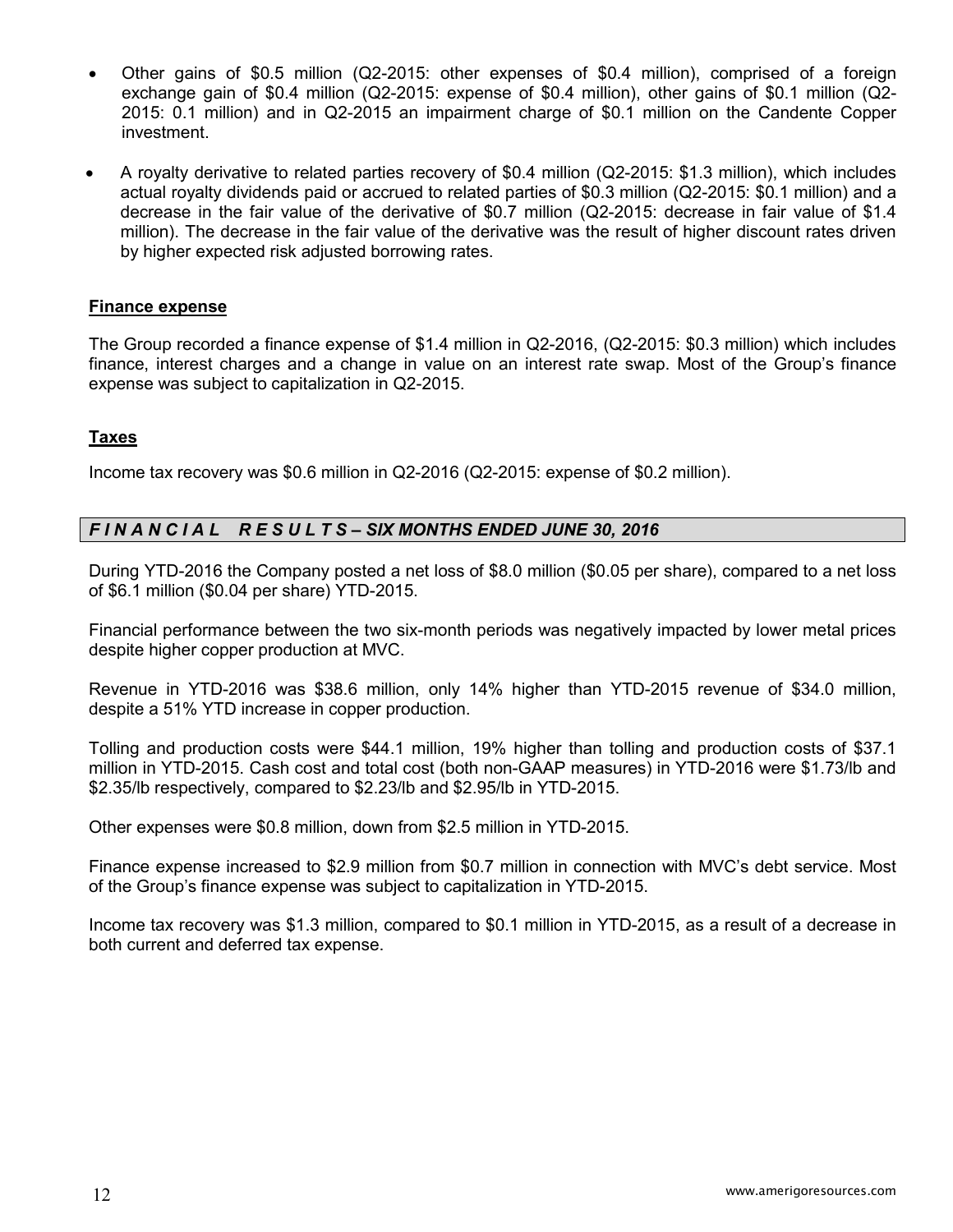- Other gains of $0.5 million (Q2-2015: other expenses of $0.4 million), comprised of a foreign exchange gain of $0.4 million (Q2-2015: expense of $0.4 million), other gains of $0.1 million (Q2-2015: 0.1 million) and in Q2-2015 an impairment charge of $0.1 million on the Candente Copper investment.
- A royalty derivative to related parties recovery of $0.4 million (Q2-2015: $1.3 million), which includes actual royalty dividends paid or accrued to related parties of $0.3 million (Q2-2015: $0.1 million) and a decrease in the fair value of the derivative of $0.7 million (Q2-2015: decrease in fair value of $1.4 million). The decrease in the fair value of the derivative was the result of higher discount rates driven by higher expected risk adjusted borrowing rates.

**Finance expense**

The Group recorded a finance expense of $1.4 million in Q2-2016, (Q2-2015: $0.3 million) which includes finance, interest charges and a change in value on an interest rate swap. Most of the Group's finance expense was subject to capitalization in Q2-2015.

**Taxes**

Income tax recovery was $0.6 million in Q2-2016 (Q2-2015: expense of $0.2 million).

## *FINANCIAL RESULTS – SIX MONTHS ENDED JUNE 30, 2016*

During YTD-2016 the Company posted a net loss of $8.0 million ($0.05 per share), compared to a net loss of $6.1 million ($0.04 per share) YTD-2015.

Financial performance between the two six-month periods was negatively impacted by lower metal prices despite higher copper production at MVC.

Revenue in YTD-2016 was $38.6 million, only 14% higher than YTD-2015 revenue of $34.0 million, despite a 51% YTD increase in copper production.

Tolling and production costs were $44.1 million, 19% higher than tolling and production costs of $37.1 million in YTD-2015. Cash cost and total cost (both non-GAAP measures) in YTD-2016 were $1.73/lb and $2.35/lb respectively, compared to $2.23/lb and $2.95/lb in YTD-2015.

Other expenses were $0.8 million, down from $2.5 million in YTD-2015.

Finance expense increased to $2.9 million from $0.7 million in connection with MVC's debt service. Most of the Group's finance expense was subject to capitalization in YTD-2015.

Income tax recovery was $1.3 million, compared to $0.1 million in YTD-2015, as a result of a decrease in both current and deferred tax expense.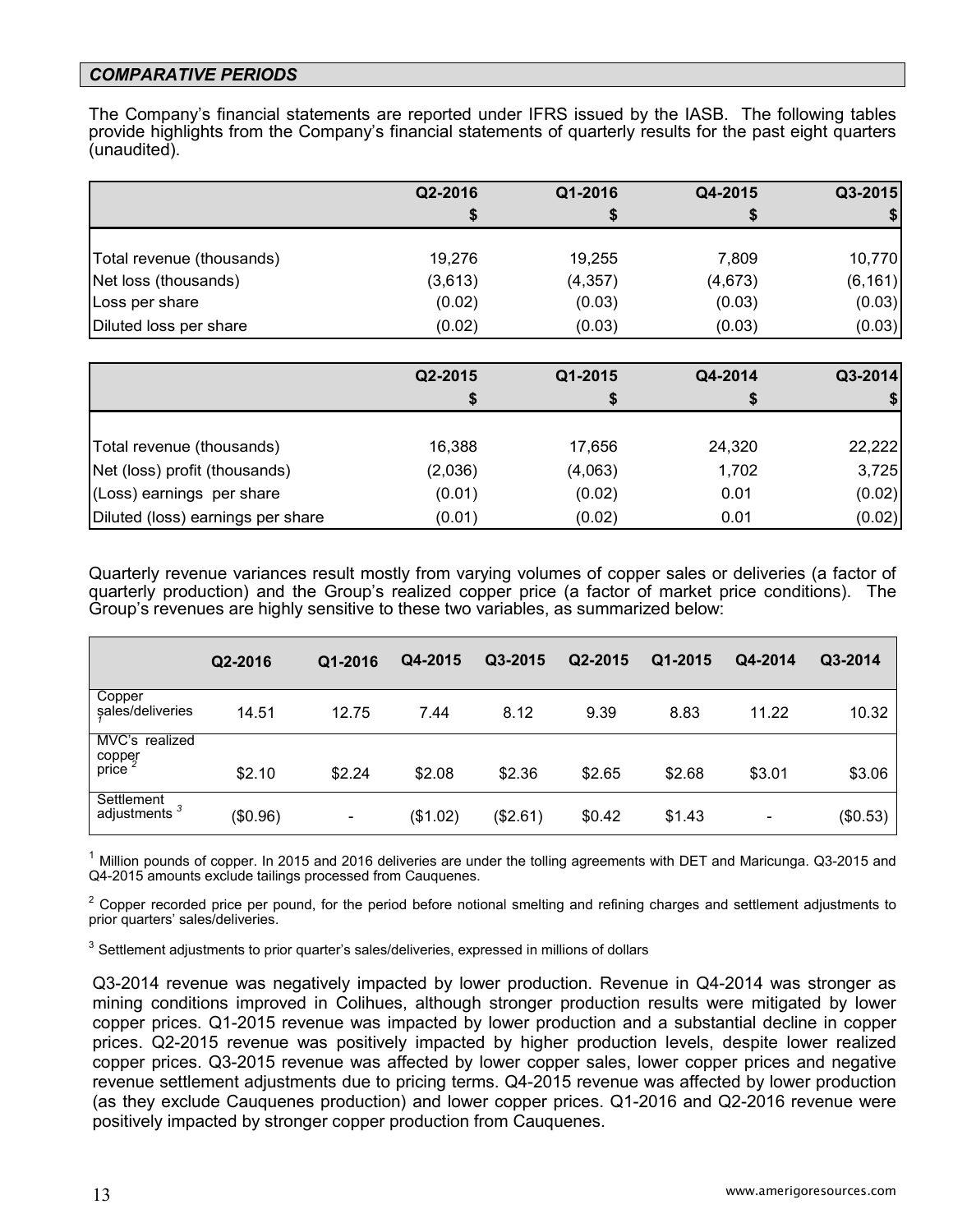## *COMPARATIVE PERIODS*

The Company's financial statements are reported under IFRS issued by the IASB. The following tables provide highlights from the Company's financial statements of quarterly results for the past eight quarters (unaudited).

| | Q2-2016 | Q1-2016 | Q4-2015 | Q3-2015 |
|---|---|---|---|---|
| | $ | $ | $ | $ |
| Total revenue (thousands) | 19,276 | 19,255 | 7,809 | 10,770 |
| Net loss (thousands) | (3,613) | (4,357) | (4,673) | (6,161) |
| Loss per share | (0.02) | (0.03) | (0.03) | (0.03) |
| Diluted loss per share | (0.02) | (0.03) | (0.03) | (0.03) |

| | Q2-2015 | Q1-2015 | Q4-2014 | Q3-2014 |
|---|---|---|---|---|
| | $ | $ | $ | $ |
| Total revenue (thousands) | 16,388 | 17,656 | 24,320 | 22,222 |
| Net (loss) profit (thousands) | (2,036) | (4,063) | 1,702 | 3,725 |
| (Loss) earnings per share | (0.01) | (0.02) | 0.01 | (0.02) |
| Diluted (loss) earnings per share | (0.01) | (0.02) | 0.01 | (0.02) |

Quarterly revenue variances result mostly from varying volumes of copper sales or deliveries (a factor of quarterly production) and the Group's realized copper price (a factor of market price conditions). The Group's revenues are highly sensitive to these two variables, as summarized below:

| | Q2-2016 | Q1-2016 | Q4-2015 | Q3-2015 | Q2-2015 | Q1-2015 | Q4-2014 | Q3-2014 |
|---|---|---|---|---|---|---|---|---|
| Copper sales/deliveries [1] | 14.51 | 12.75 | 7.44 | 8.12 | 9.39 | 8.83 | 11.22 | 10.32 |
| MVC's realized copper price [2] | $2.10 | $2.24 | $2.08 | $2.36 | $2.65 | $2.68 | $3.01 | $3.06 |
| Settlement adjustments [3] | ($0.96) | - | ($1.02) | ($2.61) | $0.42 | $1.43 | - | ($0.53) |

[1] Million pounds of copper. In 2015 and 2016 deliveries are under the tolling agreements with DET and Maricunga. Q3-2015 and Q4-2015 amounts exclude tailings processed from Cauquenes.

[2] Copper recorded price per pound, for the period before notional smelting and refining charges and settlement adjustments to prior quarters' sales/deliveries.

[3] Settlement adjustments to prior quarter's sales/deliveries, expressed in millions of dollars

Q3-2014 revenue was negatively impacted by lower production. Revenue in Q4-2014 was stronger as mining conditions improved in Colihues, although stronger production results were mitigated by lower copper prices. Q1-2015 revenue was impacted by lower production and a substantial decline in copper prices. Q2-2015 revenue was positively impacted by higher production levels, despite lower realized copper prices. Q3-2015 revenue was affected by lower copper sales, lower copper prices and negative revenue settlement adjustments due to pricing terms. Q4-2015 revenue was affected by lower production (as they exclude Cauquenes production) and lower copper prices. Q1-2016 and Q2-2016 revenue were positively impacted by stronger copper production from Cauquenes.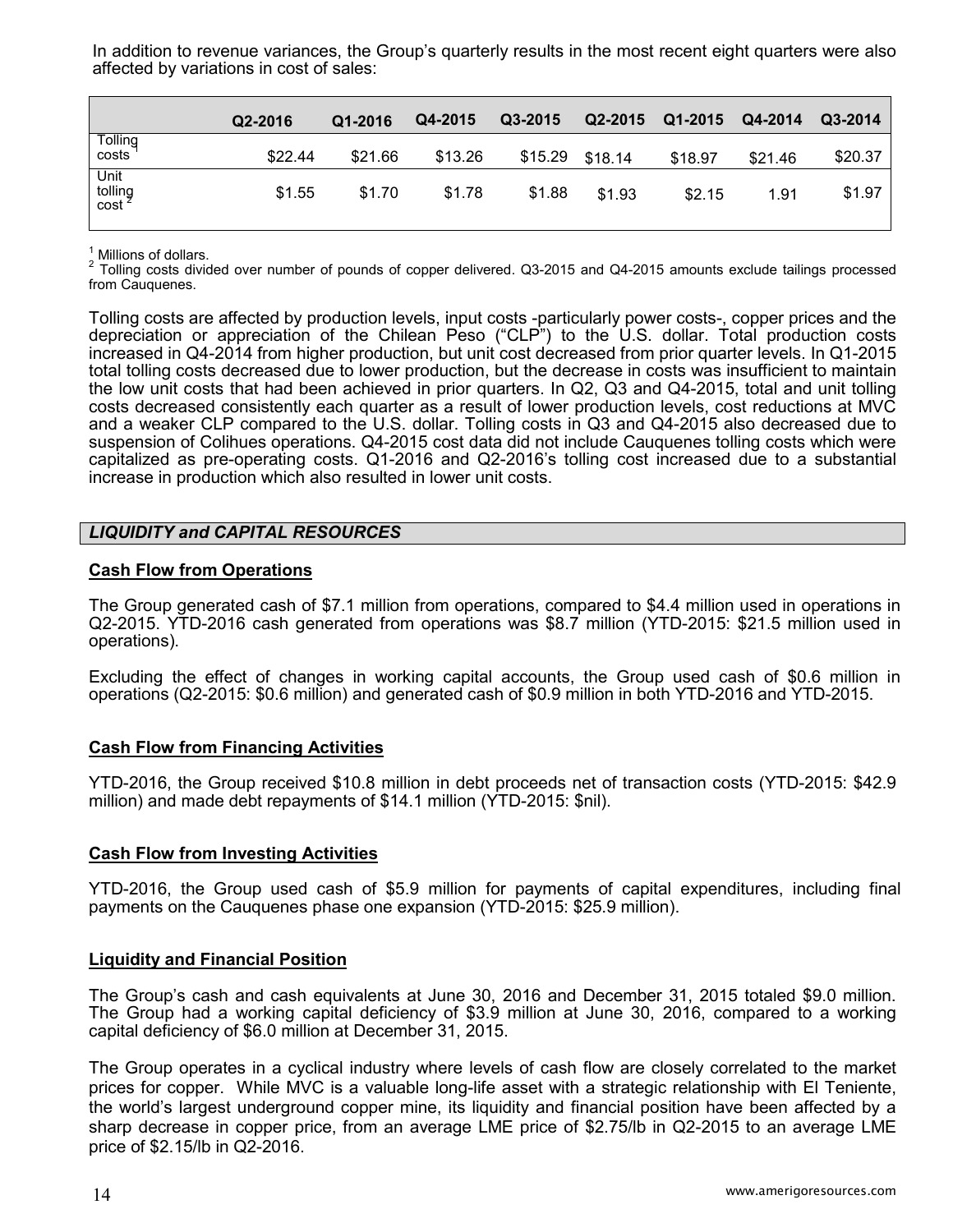In addition to revenue variances, the Group's quarterly results in the most recent eight quarters were also affected by variations in cost of sales:

| | Q2-2016 | Q1-2016 | Q4-2015 | Q3-2015 | Q2-2015 | Q1-2015 | Q4-2014 | Q3-2014 |
|---|---|---|---|---|---|---|---|---|
| Tolling costs [1] | $22.44 | $21.66 | $13.26 | $15.29 | $18.14 | $18.97 | $21.46 | $20.37 |
| Unit tolling cost [2] | $1.55 | $1.70 | $1.78 | $1.88 | $1.93 | $2.15 | 1.91 | $1.97 |

[1] Millions of dollars.
[2] Tolling costs divided over number of pounds of copper delivered. Q3-2015 and Q4-2015 amounts exclude tailings processed from Cauquenes.

Tolling costs are affected by production levels, input costs -particularly power costs-, copper prices and the depreciation or appreciation of the Chilean Peso ("CLP") to the U.S. dollar. Total production costs increased in Q4-2014 from higher production, but unit cost decreased from prior quarter levels. In Q1-2015 total tolling costs decreased due to lower production, but the decrease in costs was insufficient to maintain the low unit costs that had been achieved in prior quarters. In Q2, Q3 and Q4-2015, total and unit tolling costs decreased consistently each quarter as a result of lower production levels, cost reductions at MVC and a weaker CLP compared to the U.S. dollar. Tolling costs in Q3 and Q4-2015 also decreased due to suspension of Colihues operations. Q4-2015 cost data did not include Cauquenes tolling costs which were capitalized as pre-operating costs. Q1-2016 and Q2-2016's tolling cost increased due to a substantial increase in production which also resulted in lower unit costs.

## *LIQUIDITY and CAPITAL RESOURCES*

### Cash Flow from Operations

The Group generated cash of $7.1 million from operations, compared to $4.4 million used in operations in Q2-2015. YTD-2016 cash generated from operations was $8.7 million (YTD-2015: $21.5 million used in operations).

Excluding the effect of changes in working capital accounts, the Group used cash of $0.6 million in operations (Q2-2015: $0.6 million) and generated cash of $0.9 million in both YTD-2016 and YTD-2015.

### Cash Flow from Financing Activities

YTD-2016, the Group received $10.8 million in debt proceeds net of transaction costs (YTD-2015: $42.9 million) and made debt repayments of $14.1 million (YTD-2015: $nil).

### Cash Flow from Investing Activities

YTD-2016, the Group used cash of $5.9 million for payments of capital expenditures, including final payments on the Cauquenes phase one expansion (YTD-2015: $25.9 million).

### Liquidity and Financial Position

The Group's cash and cash equivalents at June 30, 2016 and December 31, 2015 totaled $9.0 million. The Group had a working capital deficiency of $3.9 million at June 30, 2016, compared to a working capital deficiency of $6.0 million at December 31, 2015.

The Group operates in a cyclical industry where levels of cash flow are closely correlated to the market prices for copper. While MVC is a valuable long-life asset with a strategic relationship with El Teniente, the world's largest underground copper mine, its liquidity and financial position have been affected by a sharp decrease in copper price, from an average LME price of $2.75/lb in Q2-2015 to an average LME price of $2.15/lb in Q2-2016.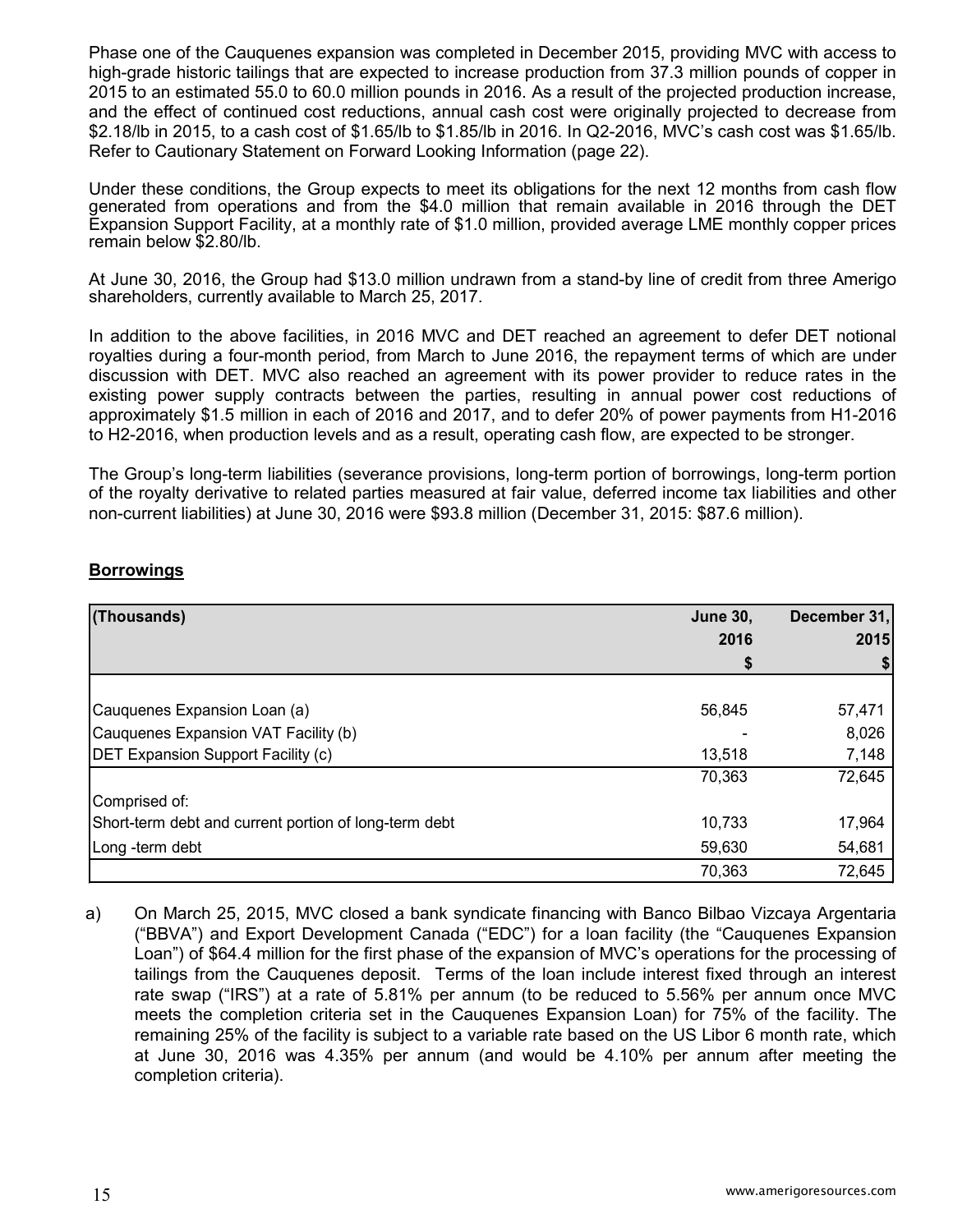Phase one of the Cauquenes expansion was completed in December 2015, providing MVC with access to high-grade historic tailings that are expected to increase production from 37.3 million pounds of copper in 2015 to an estimated 55.0 to 60.0 million pounds in 2016. As a result of the projected production increase, and the effect of continued cost reductions, annual cash cost were originally projected to decrease from $2.18/lb in 2015, to a cash cost of $1.65/lb to $1.85/lb in 2016. In Q2-2016, MVC's cash cost was $1.65/lb. Refer to Cautionary Statement on Forward Looking Information (page 22).

Under these conditions, the Group expects to meet its obligations for the next 12 months from cash flow generated from operations and from the $4.0 million that remain available in 2016 through the DET Expansion Support Facility, at a monthly rate of $1.0 million, provided average LME monthly copper prices remain below $2.80/lb.

At June 30, 2016, the Group had $13.0 million undrawn from a stand-by line of credit from three Amerigo shareholders, currently available to March 25, 2017.

In addition to the above facilities, in 2016 MVC and DET reached an agreement to defer DET notional royalties during a four-month period, from March to June 2016, the repayment terms of which are under discussion with DET. MVC also reached an agreement with its power provider to reduce rates in the existing power supply contracts between the parties, resulting in annual power cost reductions of approximately $1.5 million in each of 2016 and 2017, and to defer 20% of power payments from H1-2016 to H2-2016, when production levels and as a result, operating cash flow, are expected to be stronger.

The Group's long-term liabilities (severance provisions, long-term portion of borrowings, long-term portion of the royalty derivative to related parties measured at fair value, deferred income tax liabilities and other non-current liabilities) at June 30, 2016 were $93.8 million (December 31, 2015: $87.6 million).

## Borrowings

| (Thousands) | June 30, 2016 $ | December 31, 2015 $ |
|---|---|---|
| Cauquenes Expansion Loan (a) | 56,845 | 57,471 |
| Cauquenes Expansion VAT Facility (b) | - | 8,026 |
| DET Expansion Support Facility (c) | 13,518 | 7,148 |
| | 70,363 | 72,645 |
| Comprised of: | | |
| Short-term debt and current portion of long-term debt | 10,733 | 17,964 |
| Long -term debt | 59,630 | 54,681 |
| | 70,363 | 72,645 |

a) On March 25, 2015, MVC closed a bank syndicate financing with Banco Bilbao Vizcaya Argentaria ("BBVA") and Export Development Canada ("EDC") for a loan facility (the "Cauquenes Expansion Loan") of $64.4 million for the first phase of the expansion of MVC's operations for the processing of tailings from the Cauquenes deposit. Terms of the loan include interest fixed through an interest rate swap ("IRS") at a rate of 5.81% per annum (to be reduced to 5.56% per annum once MVC meets the completion criteria set in the Cauquenes Expansion Loan) for 75% of the facility. The remaining 25% of the facility is subject to a variable rate based on the US Libor 6 month rate, which at June 30, 2016 was 4.35% per annum (and would be 4.10% per annum after meeting the completion criteria).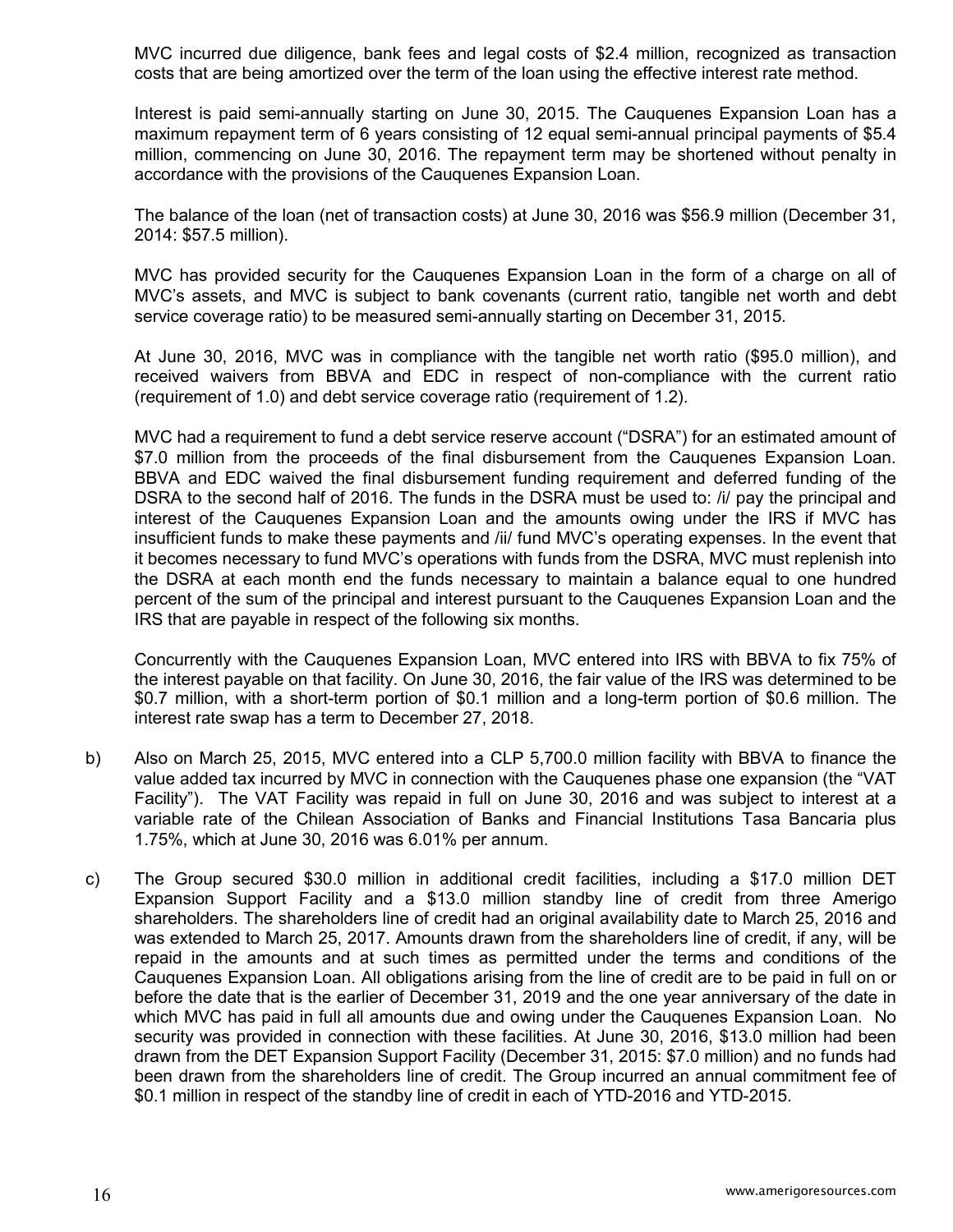MVC incurred due diligence, bank fees and legal costs of $2.4 million, recognized as transaction costs that are being amortized over the term of the loan using the effective interest rate method.

Interest is paid semi-annually starting on June 30, 2015. The Cauquenes Expansion Loan has a maximum repayment term of 6 years consisting of 12 equal semi-annual principal payments of $5.4 million, commencing on June 30, 2016. The repayment term may be shortened without penalty in accordance with the provisions of the Cauquenes Expansion Loan.

The balance of the loan (net of transaction costs) at June 30, 2016 was $56.9 million (December 31, 2014: $57.5 million).

MVC has provided security for the Cauquenes Expansion Loan in the form of a charge on all of MVC's assets, and MVC is subject to bank covenants (current ratio, tangible net worth and debt service coverage ratio) to be measured semi-annually starting on December 31, 2015.

At June 30, 2016, MVC was in compliance with the tangible net worth ratio ($95.0 million), and received waivers from BBVA and EDC in respect of non-compliance with the current ratio (requirement of 1.0) and debt service coverage ratio (requirement of 1.2).

MVC had a requirement to fund a debt service reserve account ("DSRA") for an estimated amount of $7.0 million from the proceeds of the final disbursement from the Cauquenes Expansion Loan. BBVA and EDC waived the final disbursement funding requirement and deferred funding of the DSRA to the second half of 2016. The funds in the DSRA must be used to: /i/ pay the principal and interest of the Cauquenes Expansion Loan and the amounts owing under the IRS if MVC has insufficient funds to make these payments and /ii/ fund MVC's operating expenses. In the event that it becomes necessary to fund MVC's operations with funds from the DSRA, MVC must replenish into the DSRA at each month end the funds necessary to maintain a balance equal to one hundred percent of the sum of the principal and interest pursuant to the Cauquenes Expansion Loan and the IRS that are payable in respect of the following six months.

Concurrently with the Cauquenes Expansion Loan, MVC entered into IRS with BBVA to fix 75% of the interest payable on that facility. On June 30, 2016, the fair value of the IRS was determined to be $0.7 million, with a short-term portion of $0.1 million and a long-term portion of $0.6 million. The interest rate swap has a term to December 27, 2018.

b) Also on March 25, 2015, MVC entered into a CLP 5,700.0 million facility with BBVA to finance the value added tax incurred by MVC in connection with the Cauquenes phase one expansion (the "VAT Facility"). The VAT Facility was repaid in full on June 30, 2016 and was subject to interest at a variable rate of the Chilean Association of Banks and Financial Institutions Tasa Bancaria plus 1.75%, which at June 30, 2016 was 6.01% per annum.

c) The Group secured $30.0 million in additional credit facilities, including a $17.0 million DET Expansion Support Facility and a $13.0 million standby line of credit from three Amerigo shareholders. The shareholders line of credit had an original availability date to March 25, 2016 and was extended to March 25, 2017. Amounts drawn from the shareholders line of credit, if any, will be repaid in the amounts and at such times as permitted under the terms and conditions of the Cauquenes Expansion Loan. All obligations arising from the line of credit are to be paid in full on or before the date that is the earlier of December 31, 2019 and the one year anniversary of the date in which MVC has paid in full all amounts due and owing under the Cauquenes Expansion Loan. No security was provided in connection with these facilities. At June 30, 2016, $13.0 million had been drawn from the DET Expansion Support Facility (December 31, 2015: $7.0 million) and no funds had been drawn from the shareholders line of credit. The Group incurred an annual commitment fee of $0.1 million in respect of the standby line of credit in each of YTD-2016 and YTD-2015.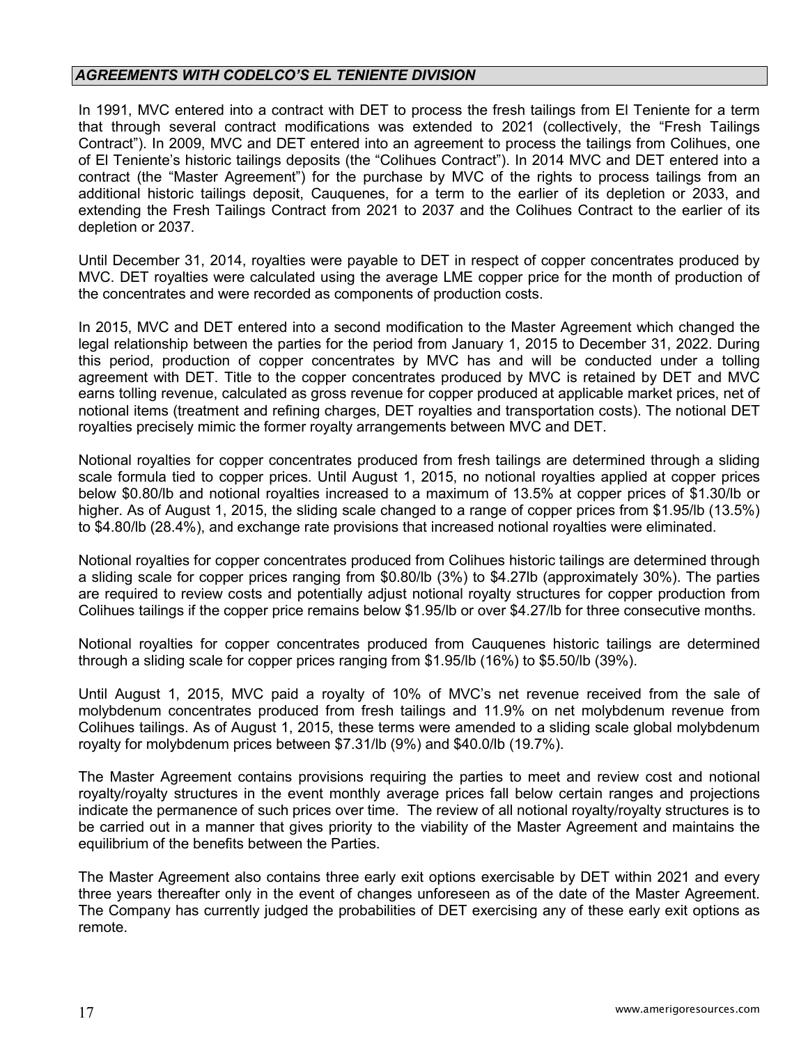## *AGREEMENTS WITH CODELCO'S EL TENIENTE DIVISION*

In 1991, MVC entered into a contract with DET to process the fresh tailings from El Teniente for a term that through several contract modifications was extended to 2021 (collectively, the "Fresh Tailings Contract"). In 2009, MVC and DET entered into an agreement to process the tailings from Colihues, one of El Teniente's historic tailings deposits (the "Colihues Contract"). In 2014 MVC and DET entered into a contract (the "Master Agreement") for the purchase by MVC of the rights to process tailings from an additional historic tailings deposit, Cauquenes, for a term to the earlier of its depletion or 2033, and extending the Fresh Tailings Contract from 2021 to 2037 and the Colihues Contract to the earlier of its depletion or 2037.

Until December 31, 2014, royalties were payable to DET in respect of copper concentrates produced by MVC. DET royalties were calculated using the average LME copper price for the month of production of the concentrates and were recorded as components of production costs.

In 2015, MVC and DET entered into a second modification to the Master Agreement which changed the legal relationship between the parties for the period from January 1, 2015 to December 31, 2022. During this period, production of copper concentrates by MVC has and will be conducted under a tolling agreement with DET. Title to the copper concentrates produced by MVC is retained by DET and MVC earns tolling revenue, calculated as gross revenue for copper produced at applicable market prices, net of notional items (treatment and refining charges, DET royalties and transportation costs). The notional DET royalties precisely mimic the former royalty arrangements between MVC and DET.

Notional royalties for copper concentrates produced from fresh tailings are determined through a sliding scale formula tied to copper prices. Until August 1, 2015, no notional royalties applied at copper prices below $0.80/lb and notional royalties increased to a maximum of 13.5% at copper prices of $1.30/lb or higher. As of August 1, 2015, the sliding scale changed to a range of copper prices from $1.95/lb (13.5%) to $4.80/lb (28.4%), and exchange rate provisions that increased notional royalties were eliminated.

Notional royalties for copper concentrates produced from Colihues historic tailings are determined through a sliding scale for copper prices ranging from $0.80/lb (3%) to $4.27lb (approximately 30%). The parties are required to review costs and potentially adjust notional royalty structures for copper production from Colihues tailings if the copper price remains below $1.95/lb or over $4.27/lb for three consecutive months.

Notional royalties for copper concentrates produced from Cauquenes historic tailings are determined through a sliding scale for copper prices ranging from $1.95/lb (16%) to $5.50/lb (39%).

Until August 1, 2015, MVC paid a royalty of 10% of MVC's net revenue received from the sale of molybdenum concentrates produced from fresh tailings and 11.9% on net molybdenum revenue from Colihues tailings. As of August 1, 2015, these terms were amended to a sliding scale global molybdenum royalty for molybdenum prices between $7.31/lb (9%) and $40.0/lb (19.7%).

The Master Agreement contains provisions requiring the parties to meet and review cost and notional royalty/royalty structures in the event monthly average prices fall below certain ranges and projections indicate the permanence of such prices over time. The review of all notional royalty/royalty structures is to be carried out in a manner that gives priority to the viability of the Master Agreement and maintains the equilibrium of the benefits between the Parties.

The Master Agreement also contains three early exit options exercisable by DET within 2021 and every three years thereafter only in the event of changes unforeseen as of the date of the Master Agreement. The Company has currently judged the probabilities of DET exercising any of these early exit options as remote.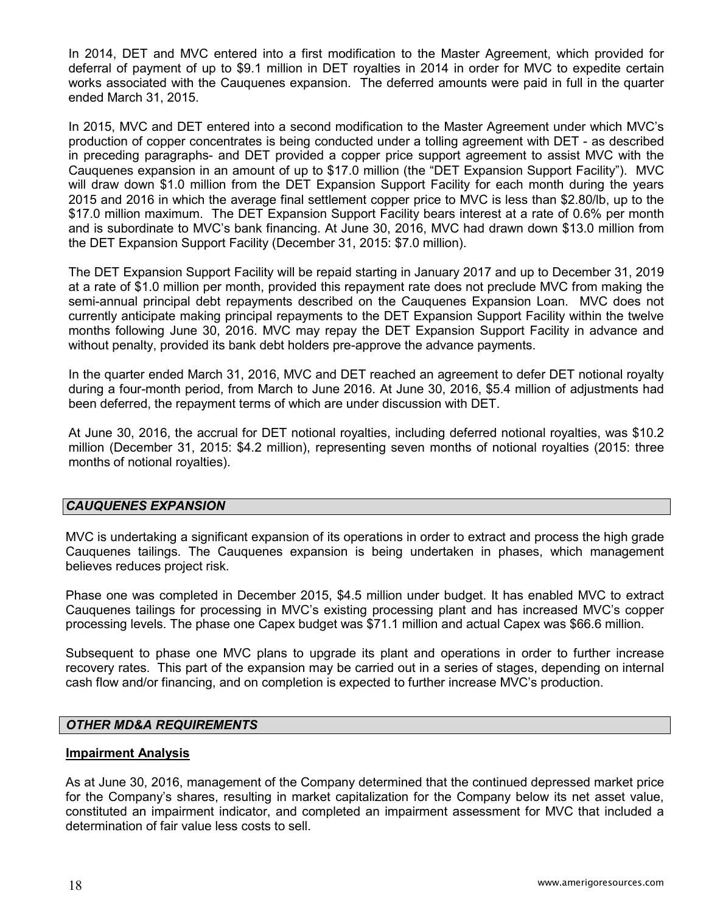In 2014, DET and MVC entered into a first modification to the Master Agreement, which provided for deferral of payment of up to $9.1 million in DET royalties in 2014 in order for MVC to expedite certain works associated with the Cauquenes expansion. The deferred amounts were paid in full in the quarter ended March 31, 2015.

In 2015, MVC and DET entered into a second modification to the Master Agreement under which MVC's production of copper concentrates is being conducted under a tolling agreement with DET - as described in preceding paragraphs- and DET provided a copper price support agreement to assist MVC with the Cauquenes expansion in an amount of up to $17.0 million (the "DET Expansion Support Facility"). MVC will draw down $1.0 million from the DET Expansion Support Facility for each month during the years 2015 and 2016 in which the average final settlement copper price to MVC is less than $2.80/lb, up to the $17.0 million maximum. The DET Expansion Support Facility bears interest at a rate of 0.6% per month and is subordinate to MVC's bank financing. At June 30, 2016, MVC had drawn down $13.0 million from the DET Expansion Support Facility (December 31, 2015: $7.0 million).

The DET Expansion Support Facility will be repaid starting in January 2017 and up to December 31, 2019 at a rate of $1.0 million per month, provided this repayment rate does not preclude MVC from making the semi-annual principal debt repayments described on the Cauquenes Expansion Loan. MVC does not currently anticipate making principal repayments to the DET Expansion Support Facility within the twelve months following June 30, 2016. MVC may repay the DET Expansion Support Facility in advance and without penalty, provided its bank debt holders pre-approve the advance payments.

In the quarter ended March 31, 2016, MVC and DET reached an agreement to defer DET notional royalty during a four-month period, from March to June 2016. At June 30, 2016, $5.4 million of adjustments had been deferred, the repayment terms of which are under discussion with DET.

At June 30, 2016, the accrual for DET notional royalties, including deferred notional royalties, was $10.2 million (December 31, 2015: $4.2 million), representing seven months of notional royalties (2015: three months of notional royalties).

## *CAUQUENES EXPANSION*

MVC is undertaking a significant expansion of its operations in order to extract and process the high grade Cauquenes tailings. The Cauquenes expansion is being undertaken in phases, which management believes reduces project risk.

Phase one was completed in December 2015, $4.5 million under budget. It has enabled MVC to extract Cauquenes tailings for processing in MVC's existing processing plant and has increased MVC's copper processing levels. The phase one Capex budget was $71.1 million and actual Capex was $66.6 million.

Subsequent to phase one MVC plans to upgrade its plant and operations in order to further increase recovery rates. This part of the expansion may be carried out in a series of stages, depending on internal cash flow and/or financing, and on completion is expected to further increase MVC's production.

## *OTHER MD&A REQUIREMENTS*

### Impairment Analysis

As at June 30, 2016, management of the Company determined that the continued depressed market price for the Company's shares, resulting in market capitalization for the Company below its net asset value, constituted an impairment indicator, and completed an impairment assessment for MVC that included a determination of fair value less costs to sell.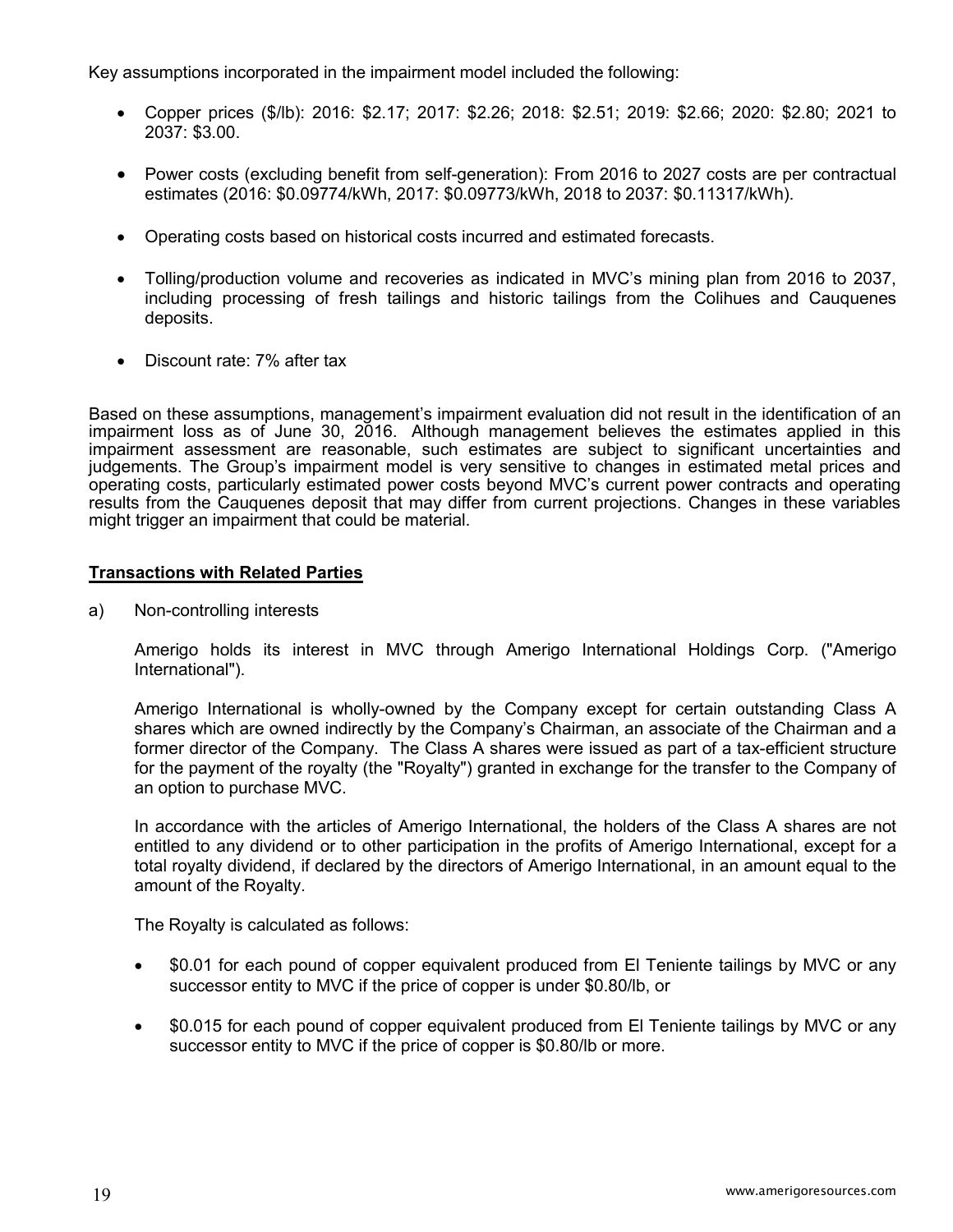Key assumptions incorporated in the impairment model included the following:

- Copper prices ($/lb): 2016: $2.17; 2017: $2.26; 2018: $2.51; 2019: $2.66; 2020: $2.80; 2021 to 2037: $3.00.
- Power costs (excluding benefit from self-generation): From 2016 to 2027 costs are per contractual estimates (2016: $0.09774/kWh, 2017: $0.09773/kWh, 2018 to 2037: $0.11317/kWh).
- Operating costs based on historical costs incurred and estimated forecasts.
- Tolling/production volume and recoveries as indicated in MVC's mining plan from 2016 to 2037, including processing of fresh tailings and historic tailings from the Colihues and Cauquenes deposits.
- Discount rate: 7% after tax

Based on these assumptions, management's impairment evaluation did not result in the identification of an impairment loss as of June 30, 2016. Although management believes the estimates applied in this impairment assessment are reasonable, such estimates are subject to significant uncertainties and judgements. The Group's impairment model is very sensitive to changes in estimated metal prices and operating costs, particularly estimated power costs beyond MVC's current power contracts and operating results from the Cauquenes deposit that may differ from current projections. Changes in these variables might trigger an impairment that could be material.

## Transactions with Related Parties

a) Non-controlling interests

Amerigo holds its interest in MVC through Amerigo International Holdings Corp. ("Amerigo International").

Amerigo International is wholly-owned by the Company except for certain outstanding Class A shares which are owned indirectly by the Company's Chairman, an associate of the Chairman and a former director of the Company. The Class A shares were issued as part of a tax-efficient structure for the payment of the royalty (the "Royalty") granted in exchange for the transfer to the Company of an option to purchase MVC.

In accordance with the articles of Amerigo International, the holders of the Class A shares are not entitled to any dividend or to other participation in the profits of Amerigo International, except for a total royalty dividend, if declared by the directors of Amerigo International, in an amount equal to the amount of the Royalty.

The Royalty is calculated as follows:

- $0.01 for each pound of copper equivalent produced from El Teniente tailings by MVC or any successor entity to MVC if the price of copper is under $0.80/lb, or
- $0.015 for each pound of copper equivalent produced from El Teniente tailings by MVC or any successor entity to MVC if the price of copper is $0.80/lb or more.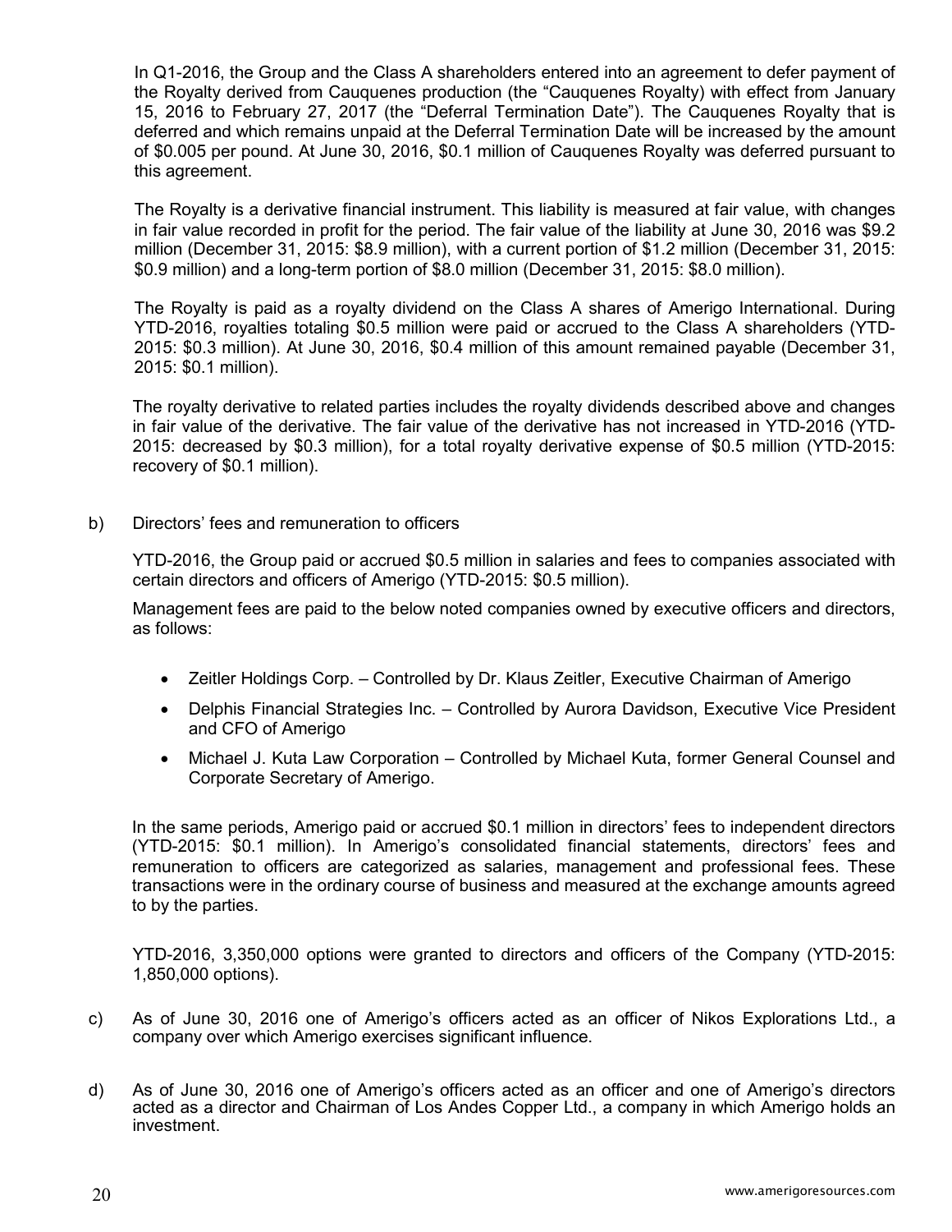In Q1-2016, the Group and the Class A shareholders entered into an agreement to defer payment of the Royalty derived from Cauquenes production (the "Cauquenes Royalty) with effect from January 15, 2016 to February 27, 2017 (the "Deferral Termination Date"). The Cauquenes Royalty that is deferred and which remains unpaid at the Deferral Termination Date will be increased by the amount of $0.005 per pound. At June 30, 2016, $0.1 million of Cauquenes Royalty was deferred pursuant to this agreement.

The Royalty is a derivative financial instrument. This liability is measured at fair value, with changes in fair value recorded in profit for the period. The fair value of the liability at June 30, 2016 was $9.2 million (December 31, 2015: $8.9 million), with a current portion of $1.2 million (December 31, 2015: $0.9 million) and a long-term portion of $8.0 million (December 31, 2015: $8.0 million).

The Royalty is paid as a royalty dividend on the Class A shares of Amerigo International. During YTD-2016, royalties totaling $0.5 million were paid or accrued to the Class A shareholders (YTD-2015: $0.3 million). At June 30, 2016, $0.4 million of this amount remained payable (December 31, 2015: $0.1 million).

The royalty derivative to related parties includes the royalty dividends described above and changes in fair value of the derivative. The fair value of the derivative has not increased in YTD-2016 (YTD-2015: decreased by $0.3 million), for a total royalty derivative expense of $0.5 million (YTD-2015: recovery of $0.1 million).

b) Directors' fees and remuneration to officers

YTD-2016, the Group paid or accrued $0.5 million in salaries and fees to companies associated with certain directors and officers of Amerigo (YTD-2015: $0.5 million).

Management fees are paid to the below noted companies owned by executive officers and directors, as follows:

- Zeitler Holdings Corp. – Controlled by Dr. Klaus Zeitler, Executive Chairman of Amerigo
- Delphis Financial Strategies Inc. – Controlled by Aurora Davidson, Executive Vice President and CFO of Amerigo
- Michael J. Kuta Law Corporation – Controlled by Michael Kuta, former General Counsel and Corporate Secretary of Amerigo.

In the same periods, Amerigo paid or accrued $0.1 million in directors' fees to independent directors (YTD-2015: $0.1 million). In Amerigo's consolidated financial statements, directors' fees and remuneration to officers are categorized as salaries, management and professional fees. These transactions were in the ordinary course of business and measured at the exchange amounts agreed to by the parties.

YTD-2016, 3,350,000 options were granted to directors and officers of the Company (YTD-2015: 1,850,000 options).

c) As of June 30, 2016 one of Amerigo's officers acted as an officer of Nikos Explorations Ltd., a company over which Amerigo exercises significant influence.

d) As of June 30, 2016 one of Amerigo's officers acted as an officer and one of Amerigo's directors acted as a director and Chairman of Los Andes Copper Ltd., a company in which Amerigo holds an investment.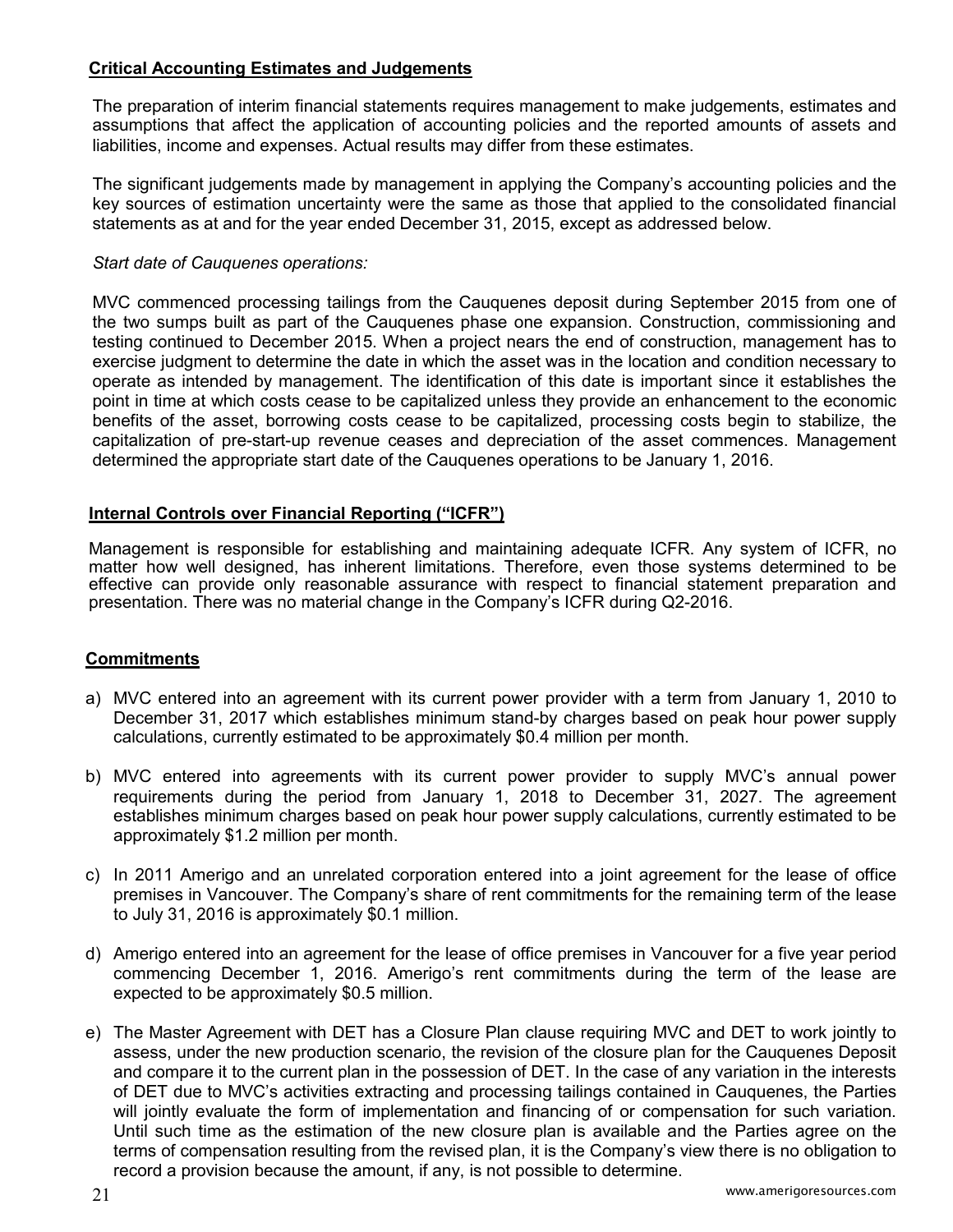## **Critical Accounting Estimates and Judgements**

The preparation of interim financial statements requires management to make judgements, estimates and assumptions that affect the application of accounting policies and the reported amounts of assets and liabilities, income and expenses. Actual results may differ from these estimates.

The significant judgements made by management in applying the Company's accounting policies and the key sources of estimation uncertainty were the same as those that applied to the consolidated financial statements as at and for the year ended December 31, 2015, except as addressed below.

*Start date of Cauquenes operations:*

MVC commenced processing tailings from the Cauquenes deposit during September 2015 from one of the two sumps built as part of the Cauquenes phase one expansion. Construction, commissioning and testing continued to December 2015. When a project nears the end of construction, management has to exercise judgment to determine the date in which the asset was in the location and condition necessary to operate as intended by management. The identification of this date is important since it establishes the point in time at which costs cease to be capitalized unless they provide an enhancement to the economic benefits of the asset, borrowing costs cease to be capitalized, processing costs begin to stabilize, the capitalization of pre-start-up revenue ceases and depreciation of the asset commences. Management determined the appropriate start date of the Cauquenes operations to be January 1, 2016.

## **Internal Controls over Financial Reporting ("ICFR")**

Management is responsible for establishing and maintaining adequate ICFR. Any system of ICFR, no matter how well designed, has inherent limitations. Therefore, even those systems determined to be effective can provide only reasonable assurance with respect to financial statement preparation and presentation. There was no material change in the Company's ICFR during Q2-2016.

## **Commitments**

a) MVC entered into an agreement with its current power provider with a term from January 1, 2010 to December 31, 2017 which establishes minimum stand-by charges based on peak hour power supply calculations, currently estimated to be approximately $0.4 million per month.

b) MVC entered into agreements with its current power provider to supply MVC's annual power requirements during the period from January 1, 2018 to December 31, 2027. The agreement establishes minimum charges based on peak hour power supply calculations, currently estimated to be approximately $1.2 million per month.

c) In 2011 Amerigo and an unrelated corporation entered into a joint agreement for the lease of office premises in Vancouver. The Company's share of rent commitments for the remaining term of the lease to July 31, 2016 is approximately $0.1 million.

d) Amerigo entered into an agreement for the lease of office premises in Vancouver for a five year period commencing December 1, 2016. Amerigo's rent commitments during the term of the lease are expected to be approximately $0.5 million.

e) The Master Agreement with DET has a Closure Plan clause requiring MVC and DET to work jointly to assess, under the new production scenario, the revision of the closure plan for the Cauquenes Deposit and compare it to the current plan in the possession of DET. In the case of any variation in the interests of DET due to MVC's activities extracting and processing tailings contained in Cauquenes, the Parties will jointly evaluate the form of implementation and financing of or compensation for such variation. Until such time as the estimation of the new closure plan is available and the Parties agree on the terms of compensation resulting from the revised plan, it is the Company's view there is no obligation to record a provision because the amount, if any, is not possible to determine.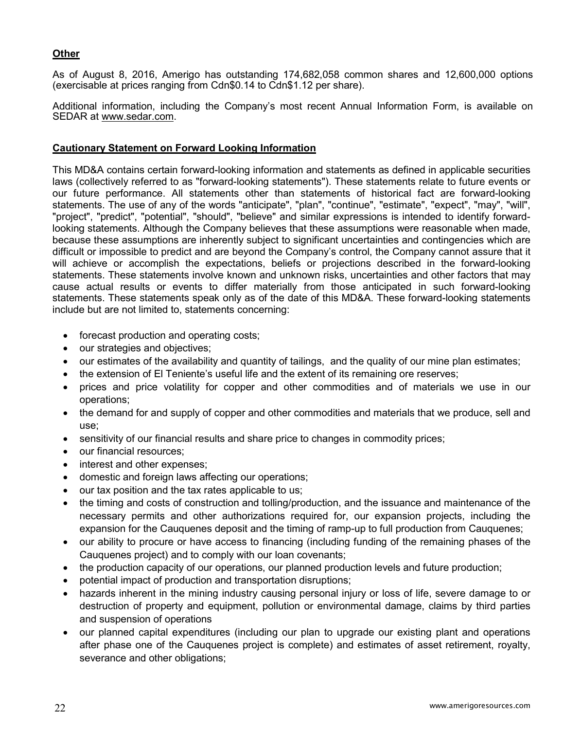**Other**

As of August 8, 2016, Amerigo has outstanding 174,682,058 common shares and 12,600,000 options (exercisable at prices ranging from Cdn$0.14 to Cdn$1.12 per share).

Additional information, including the Company's most recent Annual Information Form, is available on SEDAR at www.sedar.com.

**Cautionary Statement on Forward Looking Information**

This MD&A contains certain forward-looking information and statements as defined in applicable securities laws (collectively referred to as "forward-looking statements"). These statements relate to future events or our future performance. All statements other than statements of historical fact are forward-looking statements. The use of any of the words "anticipate", "plan", "continue", "estimate", "expect", "may", "will", "project", "predict", "potential", "should", "believe" and similar expressions is intended to identify forward-looking statements. Although the Company believes that these assumptions were reasonable when made, because these assumptions are inherently subject to significant uncertainties and contingencies which are difficult or impossible to predict and are beyond the Company's control, the Company cannot assure that it will achieve or accomplish the expectations, beliefs or projections described in the forward-looking statements. These statements involve known and unknown risks, uncertainties and other factors that may cause actual results or events to differ materially from those anticipated in such forward-looking statements. These statements speak only as of the date of this MD&A. These forward-looking statements include but are not limited to, statements concerning:

- forecast production and operating costs;
- our strategies and objectives;
- our estimates of the availability and quantity of tailings, and the quality of our mine plan estimates;
- the extension of El Teniente's useful life and the extent of its remaining ore reserves;
- prices and price volatility for copper and other commodities and of materials we use in our operations;
- the demand for and supply of copper and other commodities and materials that we produce, sell and use;
- sensitivity of our financial results and share price to changes in commodity prices;
- our financial resources;
- interest and other expenses;
- domestic and foreign laws affecting our operations;
- our tax position and the tax rates applicable to us;
- the timing and costs of construction and tolling/production, and the issuance and maintenance of the necessary permits and other authorizations required for, our expansion projects, including the expansion for the Cauquenes deposit and the timing of ramp-up to full production from Cauquenes;
- our ability to procure or have access to financing (including funding of the remaining phases of the Cauquenes project) and to comply with our loan covenants;
- the production capacity of our operations, our planned production levels and future production;
- potential impact of production and transportation disruptions;
- hazards inherent in the mining industry causing personal injury or loss of life, severe damage to or destruction of property and equipment, pollution or environmental damage, claims by third parties and suspension of operations
- our planned capital expenditures (including our plan to upgrade our existing plant and operations after phase one of the Cauquenes project is complete) and estimates of asset retirement, royalty, severance and other obligations;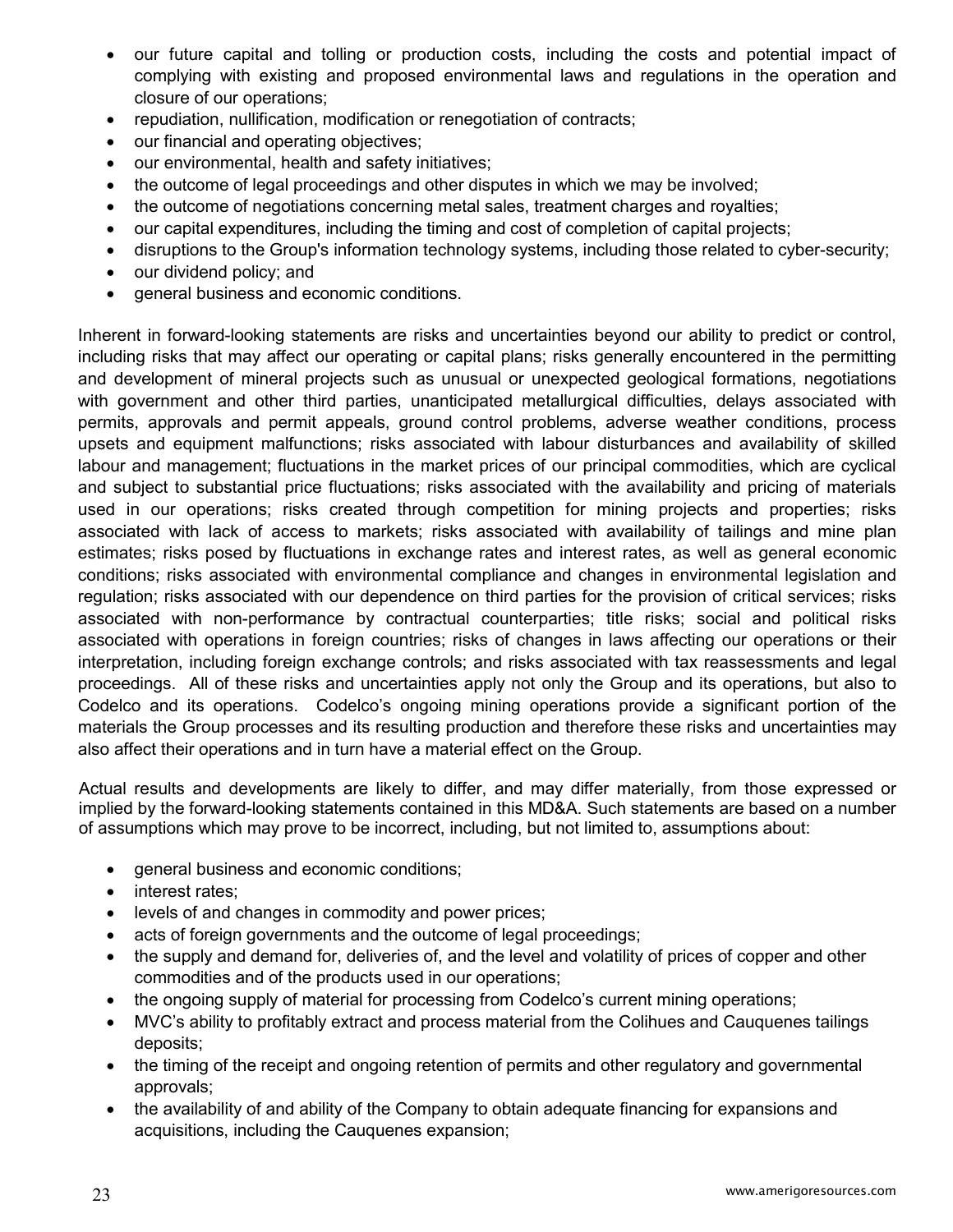- our future capital and tolling or production costs, including the costs and potential impact of complying with existing and proposed environmental laws and regulations in the operation and closure of our operations;
- repudiation, nullification, modification or renegotiation of contracts;
- our financial and operating objectives;
- our environmental, health and safety initiatives;
- the outcome of legal proceedings and other disputes in which we may be involved;
- the outcome of negotiations concerning metal sales, treatment charges and royalties;
- our capital expenditures, including the timing and cost of completion of capital projects;
- disruptions to the Group's information technology systems, including those related to cyber-security;
- our dividend policy; and
- general business and economic conditions.

Inherent in forward-looking statements are risks and uncertainties beyond our ability to predict or control, including risks that may affect our operating or capital plans; risks generally encountered in the permitting and development of mineral projects such as unusual or unexpected geological formations, negotiations with government and other third parties, unanticipated metallurgical difficulties, delays associated with permits, approvals and permit appeals, ground control problems, adverse weather conditions, process upsets and equipment malfunctions; risks associated with labour disturbances and availability of skilled labour and management; fluctuations in the market prices of our principal commodities, which are cyclical and subject to substantial price fluctuations; risks associated with the availability and pricing of materials used in our operations; risks created through competition for mining projects and properties; risks associated with lack of access to markets; risks associated with availability of tailings and mine plan estimates; risks posed by fluctuations in exchange rates and interest rates, as well as general economic conditions; risks associated with environmental compliance and changes in environmental legislation and regulation; risks associated with our dependence on third parties for the provision of critical services; risks associated with non-performance by contractual counterparties; title risks; social and political risks associated with operations in foreign countries; risks of changes in laws affecting our operations or their interpretation, including foreign exchange controls; and risks associated with tax reassessments and legal proceedings. All of these risks and uncertainties apply not only the Group and its operations, but also to Codelco and its operations. Codelco's ongoing mining operations provide a significant portion of the materials the Group processes and its resulting production and therefore these risks and uncertainties may also affect their operations and in turn have a material effect on the Group.

Actual results and developments are likely to differ, and may differ materially, from those expressed or implied by the forward-looking statements contained in this MD&A. Such statements are based on a number of assumptions which may prove to be incorrect, including, but not limited to, assumptions about:

- general business and economic conditions;
- interest rates;
- levels of and changes in commodity and power prices;
- acts of foreign governments and the outcome of legal proceedings;
- the supply and demand for, deliveries of, and the level and volatility of prices of copper and other commodities and of the products used in our operations;
- the ongoing supply of material for processing from Codelco's current mining operations;
- MVC's ability to profitably extract and process material from the Colihues and Cauquenes tailings deposits;
- the timing of the receipt and ongoing retention of permits and other regulatory and governmental approvals;
- the availability of and ability of the Company to obtain adequate financing for expansions and acquisitions, including the Cauquenes expansion;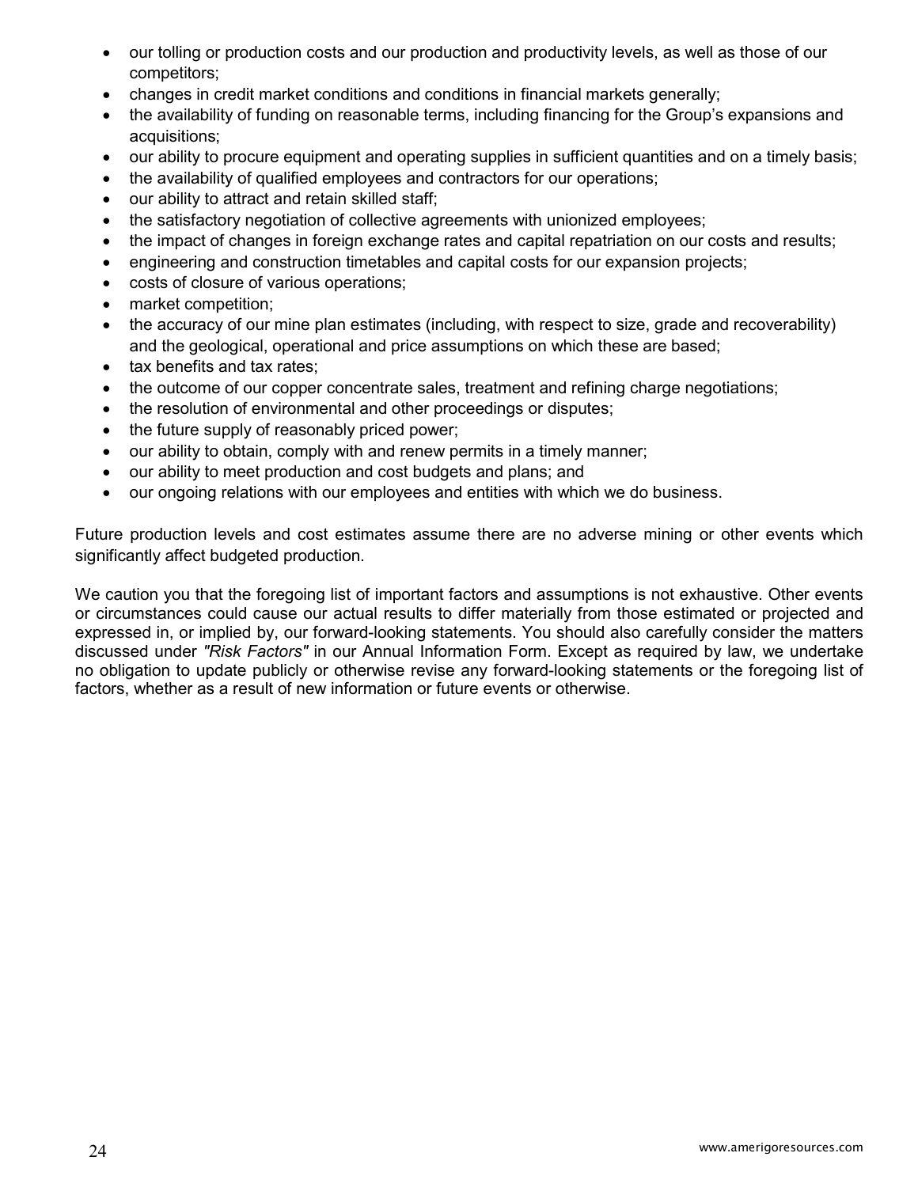- our tolling or production costs and our production and productivity levels, as well as those of our competitors;
- changes in credit market conditions and conditions in financial markets generally;
- the availability of funding on reasonable terms, including financing for the Group's expansions and acquisitions;
- our ability to procure equipment and operating supplies in sufficient quantities and on a timely basis;
- the availability of qualified employees and contractors for our operations;
- our ability to attract and retain skilled staff;
- the satisfactory negotiation of collective agreements with unionized employees;
- the impact of changes in foreign exchange rates and capital repatriation on our costs and results;
- engineering and construction timetables and capital costs for our expansion projects;
- costs of closure of various operations;
- market competition;
- the accuracy of our mine plan estimates (including, with respect to size, grade and recoverability) and the geological, operational and price assumptions on which these are based;
- tax benefits and tax rates;
- the outcome of our copper concentrate sales, treatment and refining charge negotiations;
- the resolution of environmental and other proceedings or disputes;
- the future supply of reasonably priced power;
- our ability to obtain, comply with and renew permits in a timely manner;
- our ability to meet production and cost budgets and plans; and
- our ongoing relations with our employees and entities with which we do business.

Future production levels and cost estimates assume there are no adverse mining or other events which significantly affect budgeted production.

We caution you that the foregoing list of important factors and assumptions is not exhaustive. Other events or circumstances could cause our actual results to differ materially from those estimated or projected and expressed in, or implied by, our forward-looking statements. You should also carefully consider the matters discussed under *"Risk Factors"* in our Annual Information Form. Except as required by law, we undertake no obligation to update publicly or otherwise revise any forward-looking statements or the foregoing list of factors, whether as a result of new information or future events or otherwise.